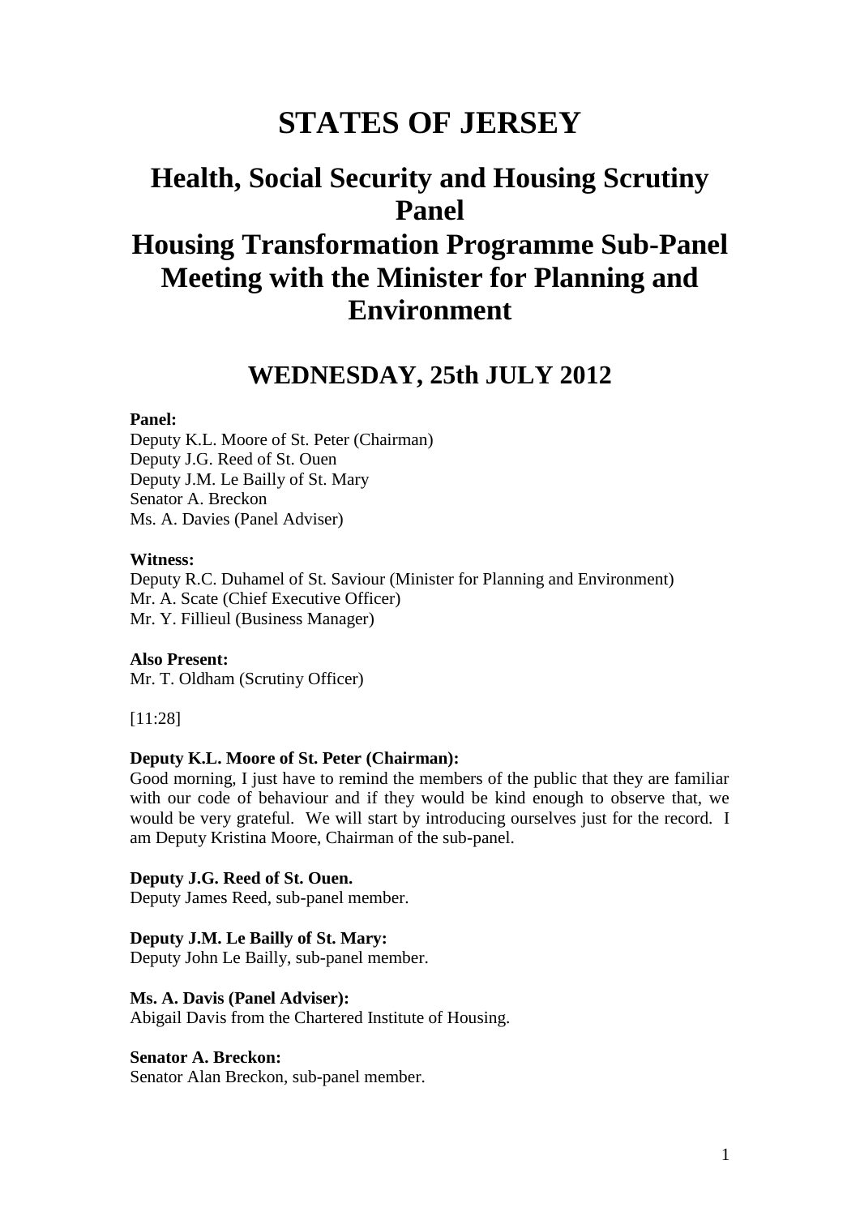# STATES OF JERSEY

## Health, Social Security and Housing Scrutiny Panel

## Housing Transformation Programme Sub-Panel Meeting with the Minister for Planning and Environment

## WEDNESDAY, 25th JULY 2012

**Panel:**

Deputy K.L. Moore of St. Peter (Chairman)
Deputy J.G. Reed of St. Ouen
Deputy J.M. Le Bailly of St. Mary
Senator A. Breckon
Ms. A. Davies (Panel Adviser)

**Witness:**

Deputy R.C. Duhamel of St. Saviour (Minister for Planning and Environment)
Mr. A. Scate (Chief Executive Officer)
Mr. Y. Fillieul (Business Manager)

**Also Present:**

Mr. T. Oldham (Scrutiny Officer)

[11:28]

**Deputy K.L. Moore of St. Peter (Chairman):**

Good morning, I just have to remind the members of the public that they are familiar with our code of behaviour and if they would be kind enough to observe that, we would be very grateful. We will start by introducing ourselves just for the record. I am Deputy Kristina Moore, Chairman of the sub-panel.

**Deputy J.G. Reed of St. Ouen.**

Deputy James Reed, sub-panel member.

**Deputy J.M. Le Bailly of St. Mary:**

Deputy John Le Bailly, sub-panel member.

**Ms. A. Davis (Panel Adviser):**

Abigail Davis from the Chartered Institute of Housing.

**Senator A. Breckon:**

Senator Alan Breckon, sub-panel member.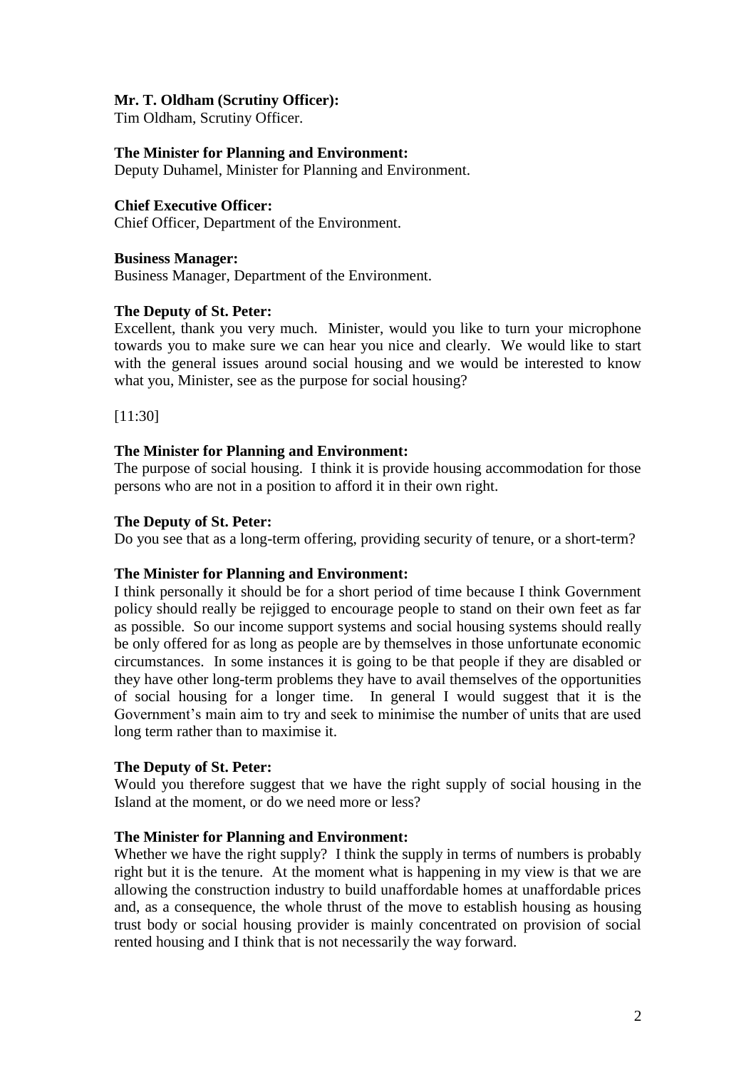**Mr. T. Oldham (Scrutiny Officer):**
Tim Oldham, Scrutiny Officer.

**The Minister for Planning and Environment:**
Deputy Duhamel, Minister for Planning and Environment.

**Chief Executive Officer:**
Chief Officer, Department of the Environment.

**Business Manager:**
Business Manager, Department of the Environment.

**The Deputy of St. Peter:**
Excellent, thank you very much. Minister, would you like to turn your microphone towards you to make sure we can hear you nice and clearly. We would like to start with the general issues around social housing and we would be interested to know what you, Minister, see as the purpose for social housing?

[11:30]

**The Minister for Planning and Environment:**
The purpose of social housing. I think it is provide housing accommodation for those persons who are not in a position to afford it in their own right.

**The Deputy of St. Peter:**
Do you see that as a long-term offering, providing security of tenure, or a short-term?

**The Minister for Planning and Environment:**
I think personally it should be for a short period of time because I think Government policy should really be rejigged to encourage people to stand on their own feet as far as possible. So our income support systems and social housing systems should really be only offered for as long as people are by themselves in those unfortunate economic circumstances. In some instances it is going to be that people if they are disabled or they have other long-term problems they have to avail themselves of the opportunities of social housing for a longer time. In general I would suggest that it is the Government's main aim to try and seek to minimise the number of units that are used long term rather than to maximise it.

**The Deputy of St. Peter:**
Would you therefore suggest that we have the right supply of social housing in the Island at the moment, or do we need more or less?

**The Minister for Planning and Environment:**
Whether we have the right supply? I think the supply in terms of numbers is probably right but it is the tenure. At the moment what is happening in my view is that we are allowing the construction industry to build unaffordable homes at unaffordable prices and, as a consequence, the whole thrust of the move to establish housing as housing trust body or social housing provider is mainly concentrated on provision of social rented housing and I think that is not necessarily the way forward.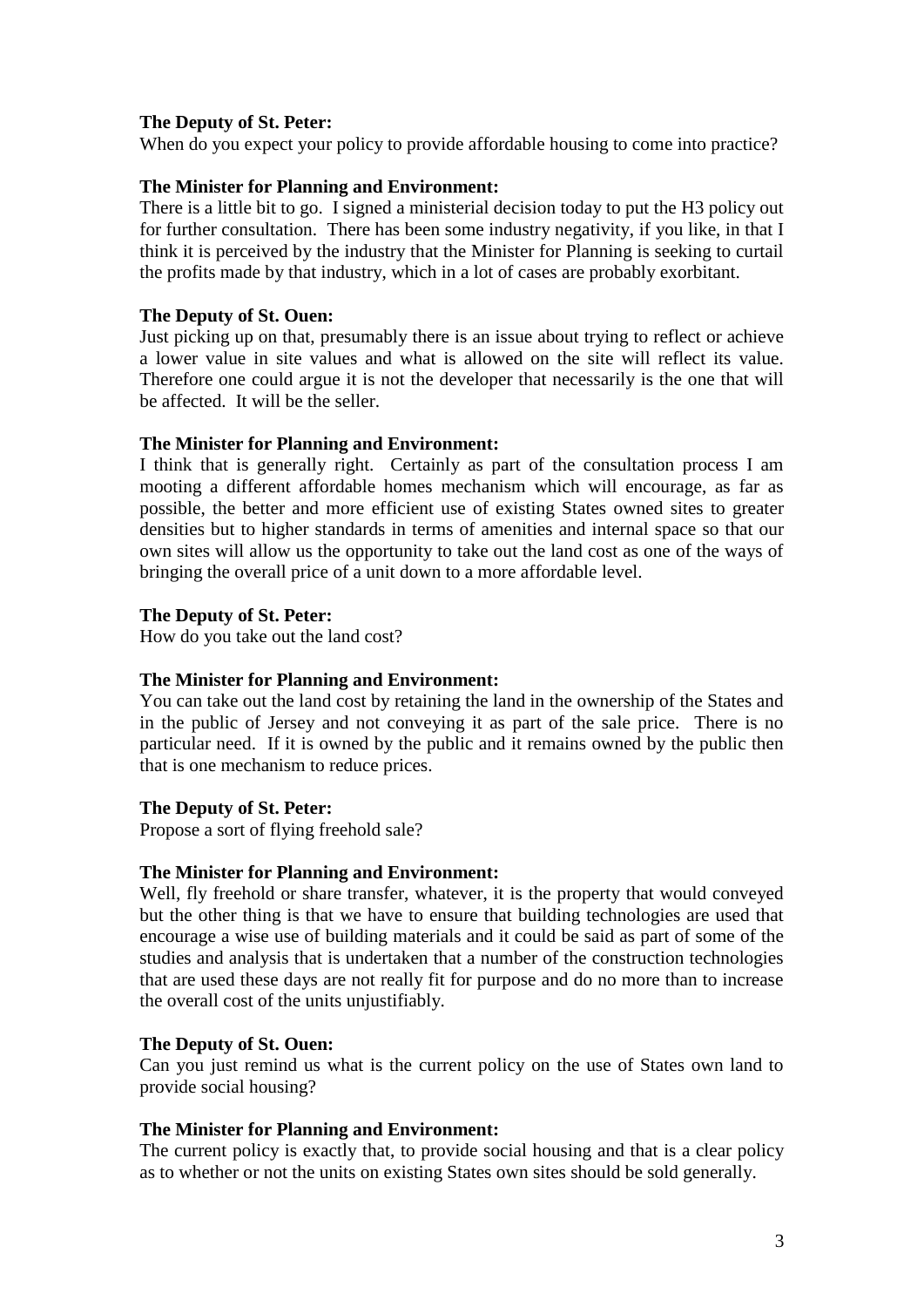**The Deputy of St. Peter:**
When do you expect your policy to provide affordable housing to come into practice?

**The Minister for Planning and Environment:**
There is a little bit to go. I signed a ministerial decision today to put the H3 policy out for further consultation. There has been some industry negativity, if you like, in that I think it is perceived by the industry that the Minister for Planning is seeking to curtail the profits made by that industry, which in a lot of cases are probably exorbitant.

**The Deputy of St. Ouen:**
Just picking up on that, presumably there is an issue about trying to reflect or achieve a lower value in site values and what is allowed on the site will reflect its value. Therefore one could argue it is not the developer that necessarily is the one that will be affected. It will be the seller.

**The Minister for Planning and Environment:**
I think that is generally right. Certainly as part of the consultation process I am mooting a different affordable homes mechanism which will encourage, as far as possible, the better and more efficient use of existing States owned sites to greater densities but to higher standards in terms of amenities and internal space so that our own sites will allow us the opportunity to take out the land cost as one of the ways of bringing the overall price of a unit down to a more affordable level.

**The Deputy of St. Peter:**
How do you take out the land cost?

**The Minister for Planning and Environment:**
You can take out the land cost by retaining the land in the ownership of the States and in the public of Jersey and not conveying it as part of the sale price. There is no particular need. If it is owned by the public and it remains owned by the public then that is one mechanism to reduce prices.

**The Deputy of St. Peter:**
Propose a sort of flying freehold sale?

**The Minister for Planning and Environment:**
Well, fly freehold or share transfer, whatever, it is the property that would conveyed but the other thing is that we have to ensure that building technologies are used that encourage a wise use of building materials and it could be said as part of some of the studies and analysis that is undertaken that a number of the construction technologies that are used these days are not really fit for purpose and do no more than to increase the overall cost of the units unjustifiably.

**The Deputy of St. Ouen:**
Can you just remind us what is the current policy on the use of States own land to provide social housing?

**The Minister for Planning and Environment:**
The current policy is exactly that, to provide social housing and that is a clear policy as to whether or not the units on existing States own sites should be sold generally.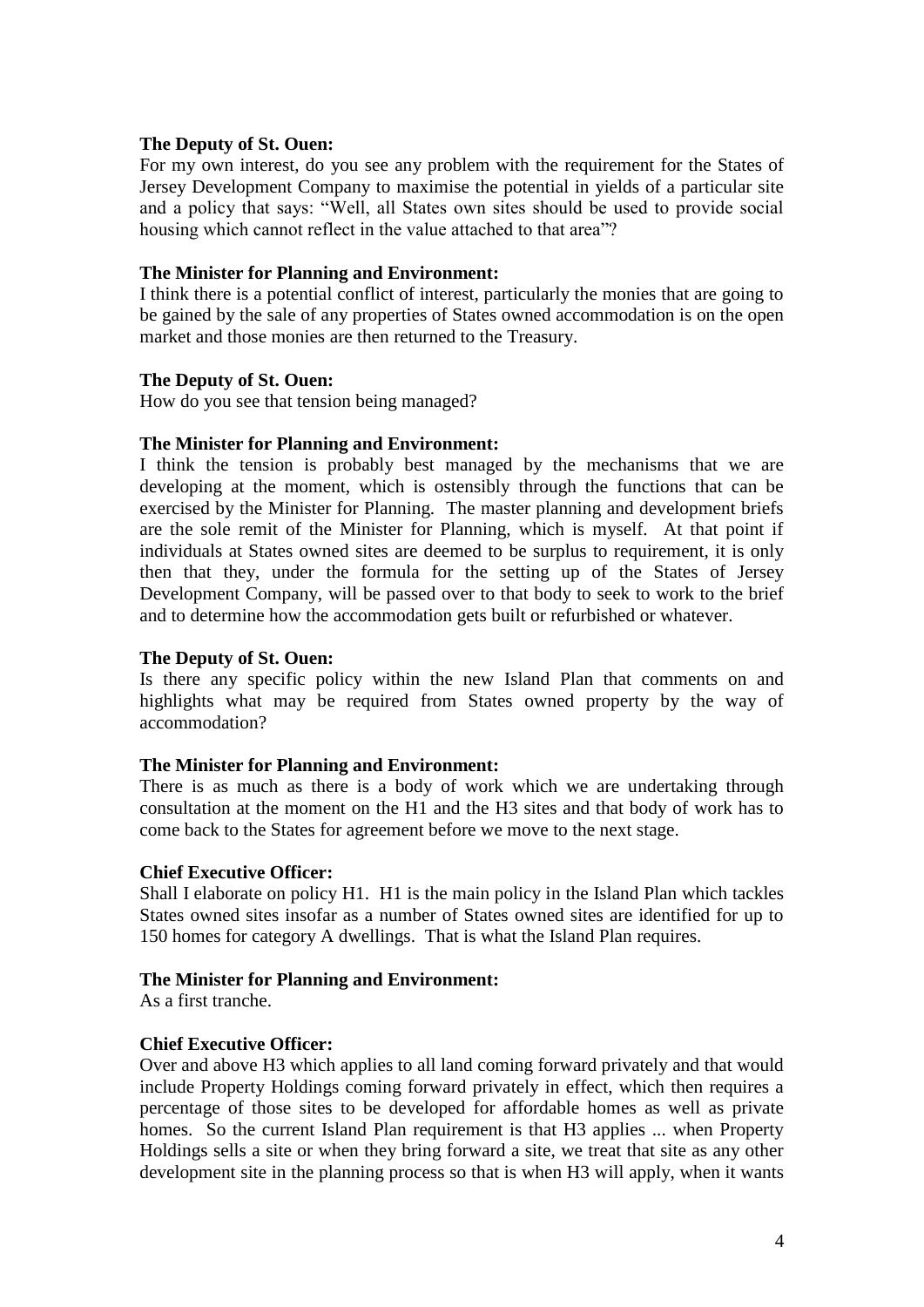**The Deputy of St. Ouen:**

For my own interest, do you see any problem with the requirement for the States of Jersey Development Company to maximise the potential in yields of a particular site and a policy that says: "Well, all States own sites should be used to provide social housing which cannot reflect in the value attached to that area"?

**The Minister for Planning and Environment:**

I think there is a potential conflict of interest, particularly the monies that are going to be gained by the sale of any properties of States owned accommodation is on the open market and those monies are then returned to the Treasury.

**The Deputy of St. Ouen:**

How do you see that tension being managed?

**The Minister for Planning and Environment:**

I think the tension is probably best managed by the mechanisms that we are developing at the moment, which is ostensibly through the functions that can be exercised by the Minister for Planning. The master planning and development briefs are the sole remit of the Minister for Planning, which is myself. At that point if individuals at States owned sites are deemed to be surplus to requirement, it is only then that they, under the formula for the setting up of the States of Jersey Development Company, will be passed over to that body to seek to work to the brief and to determine how the accommodation gets built or refurbished or whatever.

**The Deputy of St. Ouen:**

Is there any specific policy within the new Island Plan that comments on and highlights what may be required from States owned property by the way of accommodation?

**The Minister for Planning and Environment:**

There is as much as there is a body of work which we are undertaking through consultation at the moment on the H1 and the H3 sites and that body of work has to come back to the States for agreement before we move to the next stage.

**Chief Executive Officer:**

Shall I elaborate on policy H1. H1 is the main policy in the Island Plan which tackles States owned sites insofar as a number of States owned sites are identified for up to 150 homes for category A dwellings. That is what the Island Plan requires.

**The Minister for Planning and Environment:**

As a first tranche.

**Chief Executive Officer:**

Over and above H3 which applies to all land coming forward privately and that would include Property Holdings coming forward privately in effect, which then requires a percentage of those sites to be developed for affordable homes as well as private homes. So the current Island Plan requirement is that H3 applies ... when Property Holdings sells a site or when they bring forward a site, we treat that site as any other development site in the planning process so that is when H3 will apply, when it wants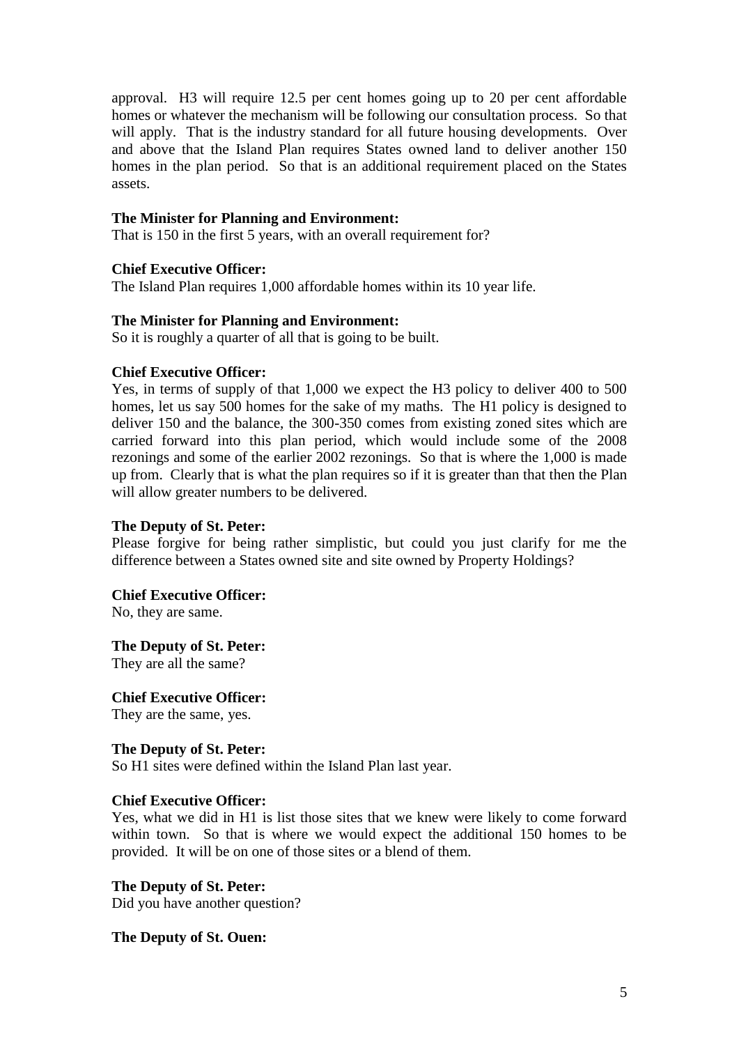approval. H3 will require 12.5 per cent homes going up to 20 per cent affordable homes or whatever the mechanism will be following our consultation process. So that will apply. That is the industry standard for all future housing developments. Over and above that the Island Plan requires States owned land to deliver another 150 homes in the plan period. So that is an additional requirement placed on the States assets.

**The Minister for Planning and Environment:**
That is 150 in the first 5 years, with an overall requirement for?

**Chief Executive Officer:**
The Island Plan requires 1,000 affordable homes within its 10 year life.

**The Minister for Planning and Environment:**
So it is roughly a quarter of all that is going to be built.

**Chief Executive Officer:**
Yes, in terms of supply of that 1,000 we expect the H3 policy to deliver 400 to 500 homes, let us say 500 homes for the sake of my maths. The H1 policy is designed to deliver 150 and the balance, the 300-350 comes from existing zoned sites which are carried forward into this plan period, which would include some of the 2008 rezonings and some of the earlier 2002 rezonings. So that is where the 1,000 is made up from. Clearly that is what the plan requires so if it is greater than that then the Plan will allow greater numbers to be delivered.

**The Deputy of St. Peter:**
Please forgive for being rather simplistic, but could you just clarify for me the difference between a States owned site and site owned by Property Holdings?

**Chief Executive Officer:**
No, they are same.

**The Deputy of St. Peter:**
They are all the same?

**Chief Executive Officer:**
They are the same, yes.

**The Deputy of St. Peter:**
So H1 sites were defined within the Island Plan last year.

**Chief Executive Officer:**
Yes, what we did in H1 is list those sites that we knew were likely to come forward within town. So that is where we would expect the additional 150 homes to be provided. It will be on one of those sites or a blend of them.

**The Deputy of St. Peter:**
Did you have another question?

**The Deputy of St. Ouen:**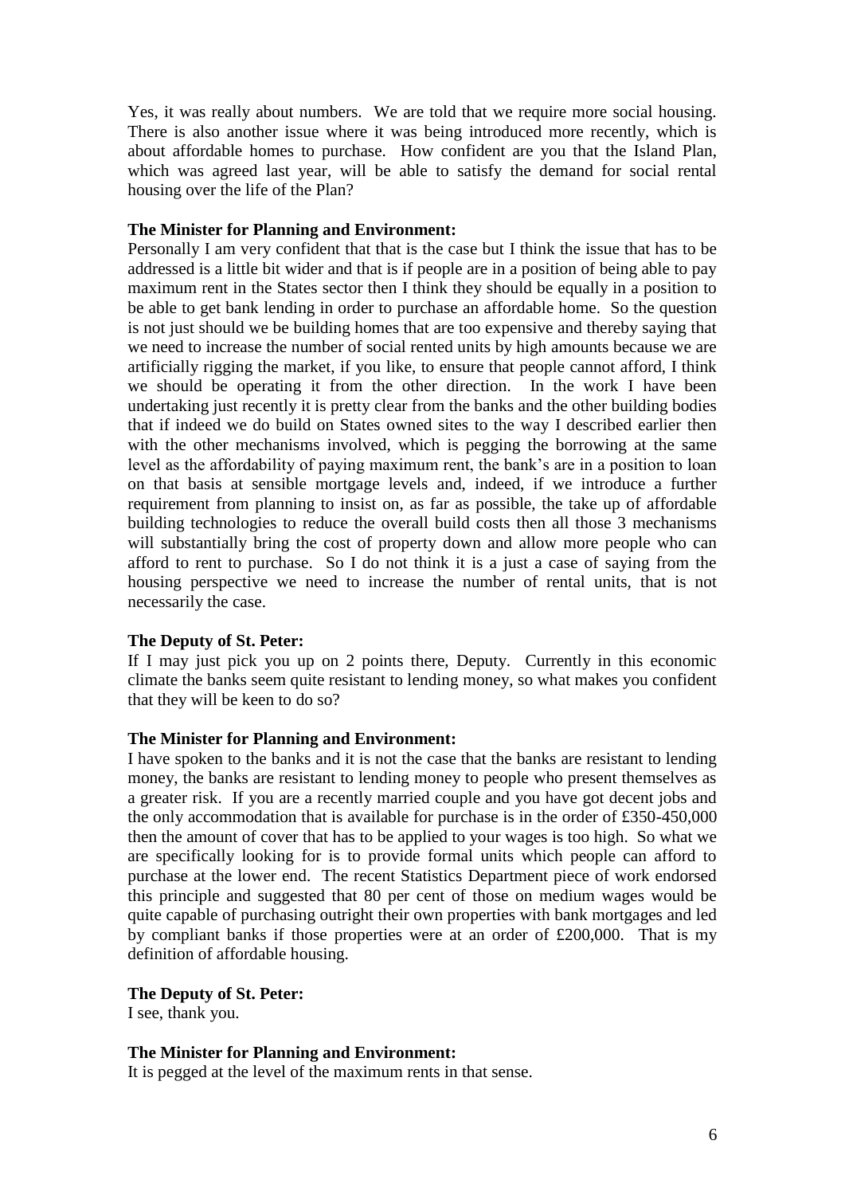Yes, it was really about numbers. We are told that we require more social housing. There is also another issue where it was being introduced more recently, which is about affordable homes to purchase. How confident are you that the Island Plan, which was agreed last year, will be able to satisfy the demand for social rental housing over the life of the Plan?

**The Minister for Planning and Environment:**

Personally I am very confident that that is the case but I think the issue that has to be addressed is a little bit wider and that is if people are in a position of being able to pay maximum rent in the States sector then I think they should be equally in a position to be able to get bank lending in order to purchase an affordable home. So the question is not just should we be building homes that are too expensive and thereby saying that we need to increase the number of social rented units by high amounts because we are artificially rigging the market, if you like, to ensure that people cannot afford, I think we should be operating it from the other direction. In the work I have been undertaking just recently it is pretty clear from the banks and the other building bodies that if indeed we do build on States owned sites to the way I described earlier then with the other mechanisms involved, which is pegging the borrowing at the same level as the affordability of paying maximum rent, the bank's are in a position to loan on that basis at sensible mortgage levels and, indeed, if we introduce a further requirement from planning to insist on, as far as possible, the take up of affordable building technologies to reduce the overall build costs then all those 3 mechanisms will substantially bring the cost of property down and allow more people who can afford to rent to purchase. So I do not think it is a just a case of saying from the housing perspective we need to increase the number of rental units, that is not necessarily the case.

**The Deputy of St. Peter:**

If I may just pick you up on 2 points there, Deputy. Currently in this economic climate the banks seem quite resistant to lending money, so what makes you confident that they will be keen to do so?

**The Minister for Planning and Environment:**

I have spoken to the banks and it is not the case that the banks are resistant to lending money, the banks are resistant to lending money to people who present themselves as a greater risk. If you are a recently married couple and you have got decent jobs and the only accommodation that is available for purchase is in the order of £350-450,000 then the amount of cover that has to be applied to your wages is too high. So what we are specifically looking for is to provide formal units which people can afford to purchase at the lower end. The recent Statistics Department piece of work endorsed this principle and suggested that 80 per cent of those on medium wages would be quite capable of purchasing outright their own properties with bank mortgages and led by compliant banks if those properties were at an order of £200,000. That is my definition of affordable housing.

**The Deputy of St. Peter:**

I see, thank you.

**The Minister for Planning and Environment:**

It is pegged at the level of the maximum rents in that sense.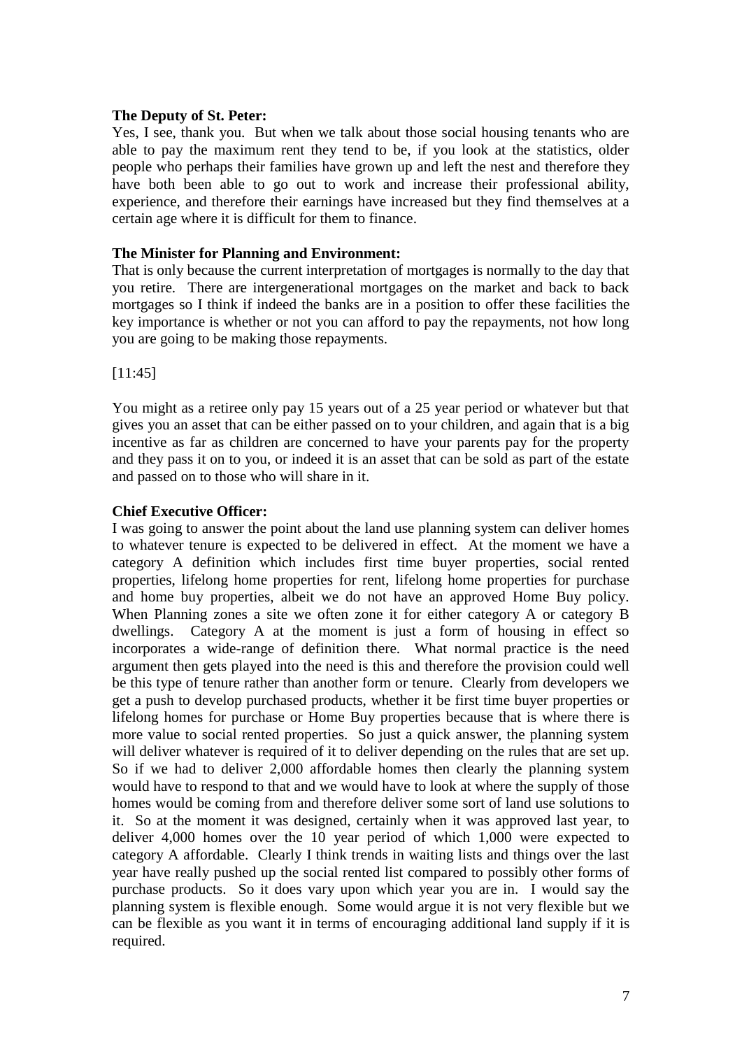**The Deputy of St. Peter:**

Yes, I see, thank you. But when we talk about those social housing tenants who are able to pay the maximum rent they tend to be, if you look at the statistics, older people who perhaps their families have grown up and left the nest and therefore they have both been able to go out to work and increase their professional ability, experience, and therefore their earnings have increased but they find themselves at a certain age where it is difficult for them to finance.

**The Minister for Planning and Environment:**

That is only because the current interpretation of mortgages is normally to the day that you retire. There are intergenerational mortgages on the market and back to back mortgages so I think if indeed the banks are in a position to offer these facilities the key importance is whether or not you can afford to pay the repayments, not how long you are going to be making those repayments.

[11:45]

You might as a retiree only pay 15 years out of a 25 year period or whatever but that gives you an asset that can be either passed on to your children, and again that is a big incentive as far as children are concerned to have your parents pay for the property and they pass it on to you, or indeed it is an asset that can be sold as part of the estate and passed on to those who will share in it.

**Chief Executive Officer:**

I was going to answer the point about the land use planning system can deliver homes to whatever tenure is expected to be delivered in effect. At the moment we have a category A definition which includes first time buyer properties, social rented properties, lifelong home properties for rent, lifelong home properties for purchase and home buy properties, albeit we do not have an approved Home Buy policy. When Planning zones a site we often zone it for either category A or category B dwellings. Category A at the moment is just a form of housing in effect so incorporates a wide-range of definition there. What normal practice is the need argument then gets played into the need is this and therefore the provision could well be this type of tenure rather than another form or tenure. Clearly from developers we get a push to develop purchased products, whether it be first time buyer properties or lifelong homes for purchase or Home Buy properties because that is where there is more value to social rented properties. So just a quick answer, the planning system will deliver whatever is required of it to deliver depending on the rules that are set up. So if we had to deliver 2,000 affordable homes then clearly the planning system would have to respond to that and we would have to look at where the supply of those homes would be coming from and therefore deliver some sort of land use solutions to it. So at the moment it was designed, certainly when it was approved last year, to deliver 4,000 homes over the 10 year period of which 1,000 were expected to category A affordable. Clearly I think trends in waiting lists and things over the last year have really pushed up the social rented list compared to possibly other forms of purchase products. So it does vary upon which year you are in. I would say the planning system is flexible enough. Some would argue it is not very flexible but we can be flexible as you want it in terms of encouraging additional land supply if it is required.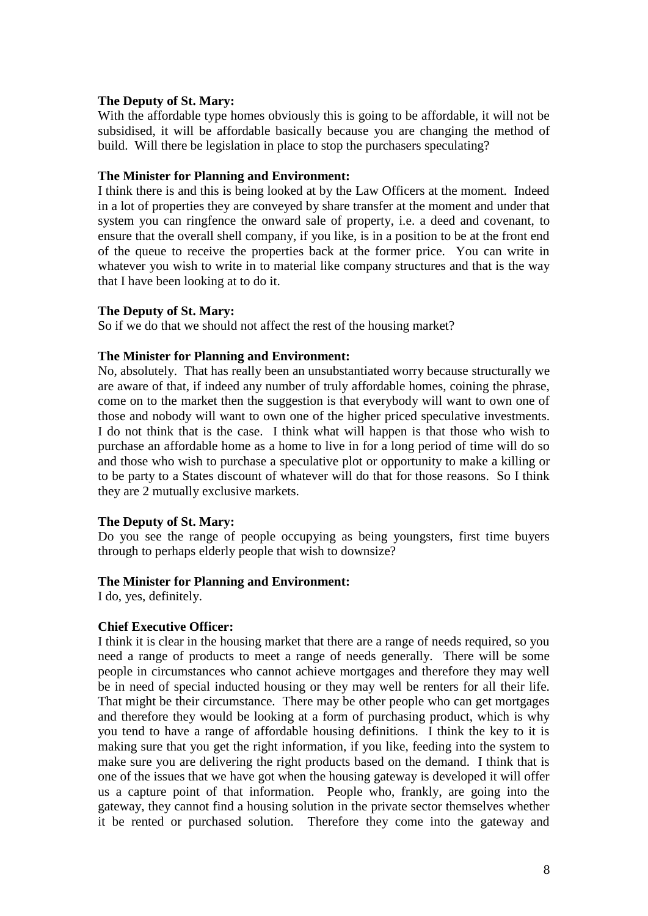**The Deputy of St. Mary:**
With the affordable type homes obviously this is going to be affordable, it will not be subsidised, it will be affordable basically because you are changing the method of build. Will there be legislation in place to stop the purchasers speculating?

**The Minister for Planning and Environment:**
I think there is and this is being looked at by the Law Officers at the moment. Indeed in a lot of properties they are conveyed by share transfer at the moment and under that system you can ringfence the onward sale of property, i.e. a deed and covenant, to ensure that the overall shell company, if you like, is in a position to be at the front end of the queue to receive the properties back at the former price. You can write in whatever you wish to write in to material like company structures and that is the way that I have been looking at to do it.

**The Deputy of St. Mary:**
So if we do that we should not affect the rest of the housing market?

**The Minister for Planning and Environment:**
No, absolutely. That has really been an unsubstantiated worry because structurally we are aware of that, if indeed any number of truly affordable homes, coining the phrase, come on to the market then the suggestion is that everybody will want to own one of those and nobody will want to own one of the higher priced speculative investments. I do not think that is the case. I think what will happen is that those who wish to purchase an affordable home as a home to live in for a long period of time will do so and those who wish to purchase a speculative plot or opportunity to make a killing or to be party to a States discount of whatever will do that for those reasons. So I think they are 2 mutually exclusive markets.

**The Deputy of St. Mary:**
Do you see the range of people occupying as being youngsters, first time buyers through to perhaps elderly people that wish to downsize?

**The Minister for Planning and Environment:**
I do, yes, definitely.

**Chief Executive Officer:**
I think it is clear in the housing market that there are a range of needs required, so you need a range of products to meet a range of needs generally. There will be some people in circumstances who cannot achieve mortgages and therefore they may well be in need of special inducted housing or they may well be renters for all their life. That might be their circumstance. There may be other people who can get mortgages and therefore they would be looking at a form of purchasing product, which is why you tend to have a range of affordable housing definitions. I think the key to it is making sure that you get the right information, if you like, feeding into the system to make sure you are delivering the right products based on the demand. I think that is one of the issues that we have got when the housing gateway is developed it will offer us a capture point of that information. People who, frankly, are going into the gateway, they cannot find a housing solution in the private sector themselves whether it be rented or purchased solution. Therefore they come into the gateway and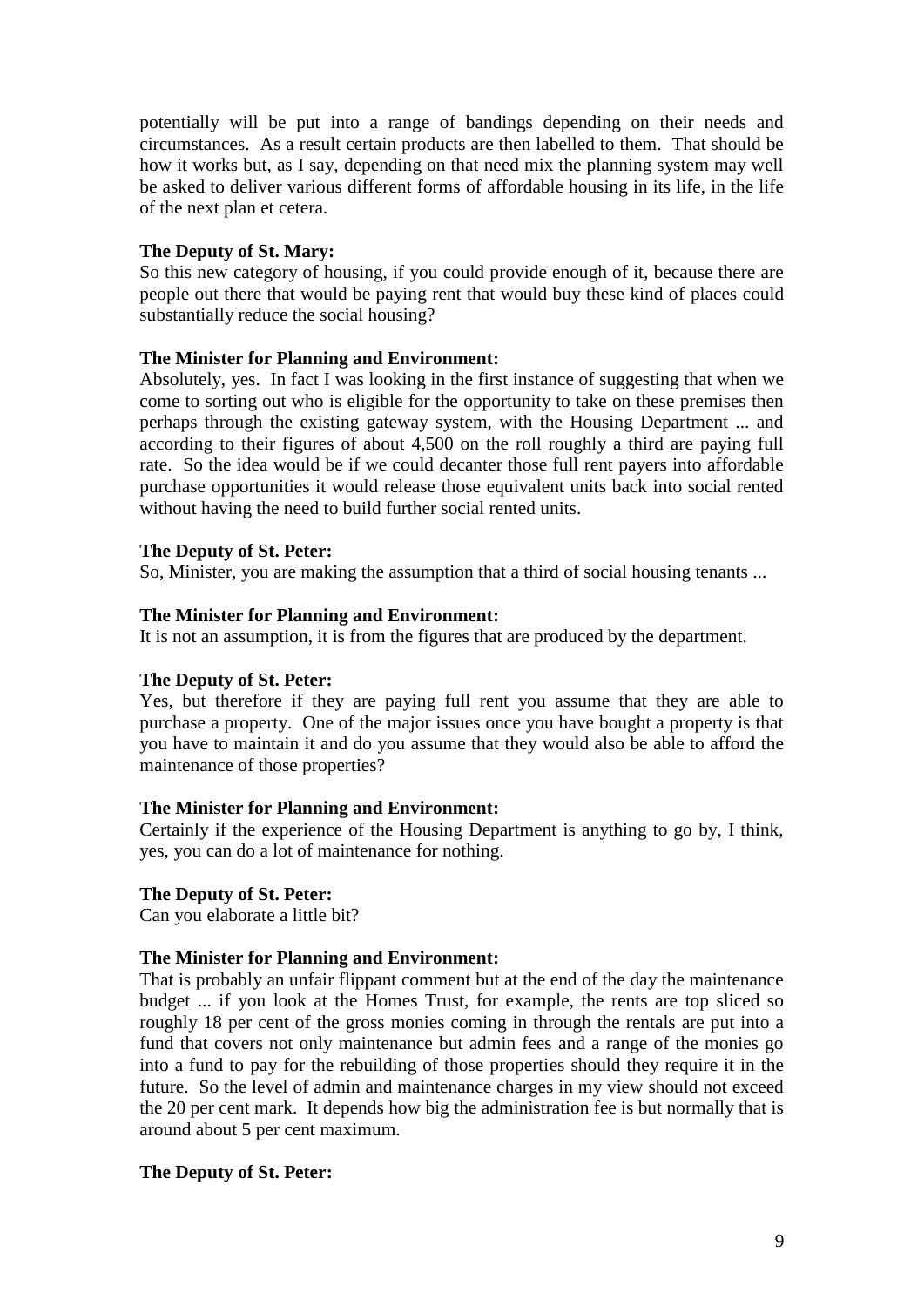potentially will be put into a range of bandings depending on their needs and circumstances. As a result certain products are then labelled to them. That should be how it works but, as I say, depending on that need mix the planning system may well be asked to deliver various different forms of affordable housing in its life, in the life of the next plan et cetera.

**The Deputy of St. Mary:**

So this new category of housing, if you could provide enough of it, because there are people out there that would be paying rent that would buy these kind of places could substantially reduce the social housing?

**The Minister for Planning and Environment:**

Absolutely, yes. In fact I was looking in the first instance of suggesting that when we come to sorting out who is eligible for the opportunity to take on these premises then perhaps through the existing gateway system, with the Housing Department ... and according to their figures of about 4,500 on the roll roughly a third are paying full rate. So the idea would be if we could decanter those full rent payers into affordable purchase opportunities it would release those equivalent units back into social rented without having the need to build further social rented units.

**The Deputy of St. Peter:**

So, Minister, you are making the assumption that a third of social housing tenants ...

**The Minister for Planning and Environment:**

It is not an assumption, it is from the figures that are produced by the department.

**The Deputy of St. Peter:**

Yes, but therefore if they are paying full rent you assume that they are able to purchase a property. One of the major issues once you have bought a property is that you have to maintain it and do you assume that they would also be able to afford the maintenance of those properties?

**The Minister for Planning and Environment:**

Certainly if the experience of the Housing Department is anything to go by, I think, yes, you can do a lot of maintenance for nothing.

**The Deputy of St. Peter:**

Can you elaborate a little bit?

**The Minister for Planning and Environment:**

That is probably an unfair flippant comment but at the end of the day the maintenance budget ... if you look at the Homes Trust, for example, the rents are top sliced so roughly 18 per cent of the gross monies coming in through the rentals are put into a fund that covers not only maintenance but admin fees and a range of the monies go into a fund to pay for the rebuilding of those properties should they require it in the future. So the level of admin and maintenance charges in my view should not exceed the 20 per cent mark. It depends how big the administration fee is but normally that is around about 5 per cent maximum.

**The Deputy of St. Peter:**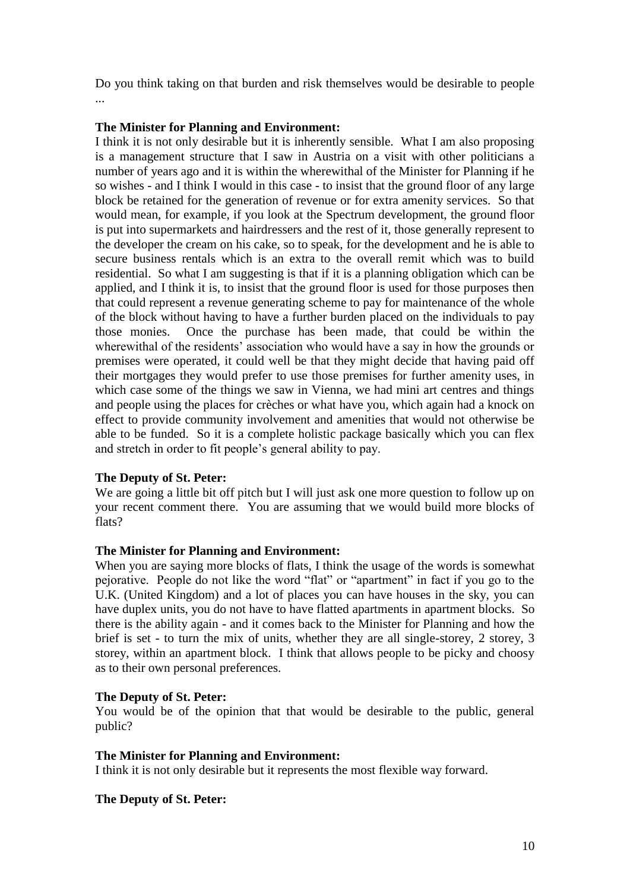Do you think taking on that burden and risk themselves would be desirable to people ...

**The Minister for Planning and Environment:**
I think it is not only desirable but it is inherently sensible. What I am also proposing is a management structure that I saw in Austria on a visit with other politicians a number of years ago and it is within the wherewithal of the Minister for Planning if he so wishes - and I think I would in this case - to insist that the ground floor of any large block be retained for the generation of revenue or for extra amenity services. So that would mean, for example, if you look at the Spectrum development, the ground floor is put into supermarkets and hairdressers and the rest of it, those generally represent to the developer the cream on his cake, so to speak, for the development and he is able to secure business rentals which is an extra to the overall remit which was to build residential. So what I am suggesting is that if it is a planning obligation which can be applied, and I think it is, to insist that the ground floor is used for those purposes then that could represent a revenue generating scheme to pay for maintenance of the whole of the block without having to have a further burden placed on the individuals to pay those monies. Once the purchase has been made, that could be within the wherewithal of the residents' association who would have a say in how the grounds or premises were operated, it could well be that they might decide that having paid off their mortgages they would prefer to use those premises for further amenity uses, in which case some of the things we saw in Vienna, we had mini art centres and things and people using the places for crèches or what have you, which again had a knock on effect to provide community involvement and amenities that would not otherwise be able to be funded. So it is a complete holistic package basically which you can flex and stretch in order to fit people's general ability to pay.

**The Deputy of St. Peter:**
We are going a little bit off pitch but I will just ask one more question to follow up on your recent comment there. You are assuming that we would build more blocks of flats?

**The Minister for Planning and Environment:**
When you are saying more blocks of flats, I think the usage of the words is somewhat pejorative. People do not like the word "flat" or "apartment" in fact if you go to the U.K. (United Kingdom) and a lot of places you can have houses in the sky, you can have duplex units, you do not have to have flatted apartments in apartment blocks. So there is the ability again - and it comes back to the Minister for Planning and how the brief is set - to turn the mix of units, whether they are all single-storey, 2 storey, 3 storey, within an apartment block. I think that allows people to be picky and choosy as to their own personal preferences.

**The Deputy of St. Peter:**
You would be of the opinion that that would be desirable to the public, general public?

**The Minister for Planning and Environment:**
I think it is not only desirable but it represents the most flexible way forward.

**The Deputy of St. Peter:**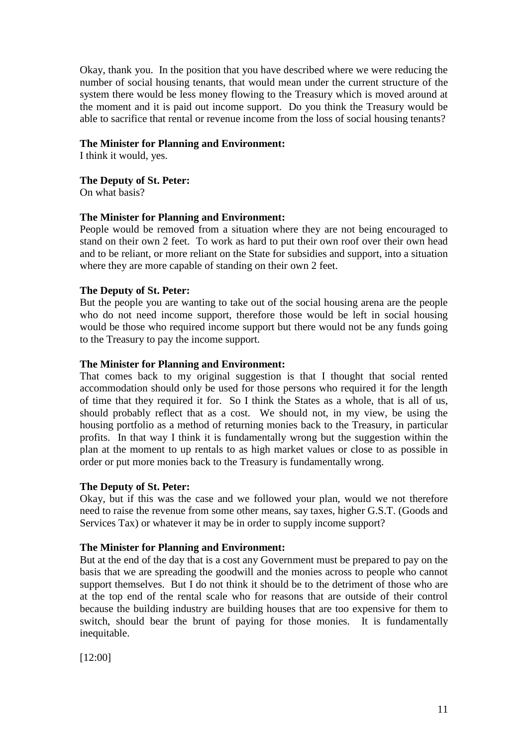Okay, thank you. In the position that you have described where we were reducing the number of social housing tenants, that would mean under the current structure of the system there would be less money flowing to the Treasury which is moved around at the moment and it is paid out income support. Do you think the Treasury would be able to sacrifice that rental or revenue income from the loss of social housing tenants?

**The Minister for Planning and Environment:**
I think it would, yes.

**The Deputy of St. Peter:**
On what basis?

**The Minister for Planning and Environment:**
People would be removed from a situation where they are not being encouraged to stand on their own 2 feet. To work as hard to put their own roof over their own head and to be reliant, or more reliant on the State for subsidies and support, into a situation where they are more capable of standing on their own 2 feet.

**The Deputy of St. Peter:**
But the people you are wanting to take out of the social housing arena are the people who do not need income support, therefore those would be left in social housing would be those who required income support but there would not be any funds going to the Treasury to pay the income support.

**The Minister for Planning and Environment:**
That comes back to my original suggestion is that I thought that social rented accommodation should only be used for those persons who required it for the length of time that they required it for. So I think the States as a whole, that is all of us, should probably reflect that as a cost. We should not, in my view, be using the housing portfolio as a method of returning monies back to the Treasury, in particular profits. In that way I think it is fundamentally wrong but the suggestion within the plan at the moment to up rentals to as high market values or close to as possible in order or put more monies back to the Treasury is fundamentally wrong.

**The Deputy of St. Peter:**
Okay, but if this was the case and we followed your plan, would we not therefore need to raise the revenue from some other means, say taxes, higher G.S.T. (Goods and Services Tax) or whatever it may be in order to supply income support?

**The Minister for Planning and Environment:**
But at the end of the day that is a cost any Government must be prepared to pay on the basis that we are spreading the goodwill and the monies across to people who cannot support themselves. But I do not think it should be to the detriment of those who are at the top end of the rental scale who for reasons that are outside of their control because the building industry are building houses that are too expensive for them to switch, should bear the brunt of paying for those monies. It is fundamentally inequitable.

[12:00]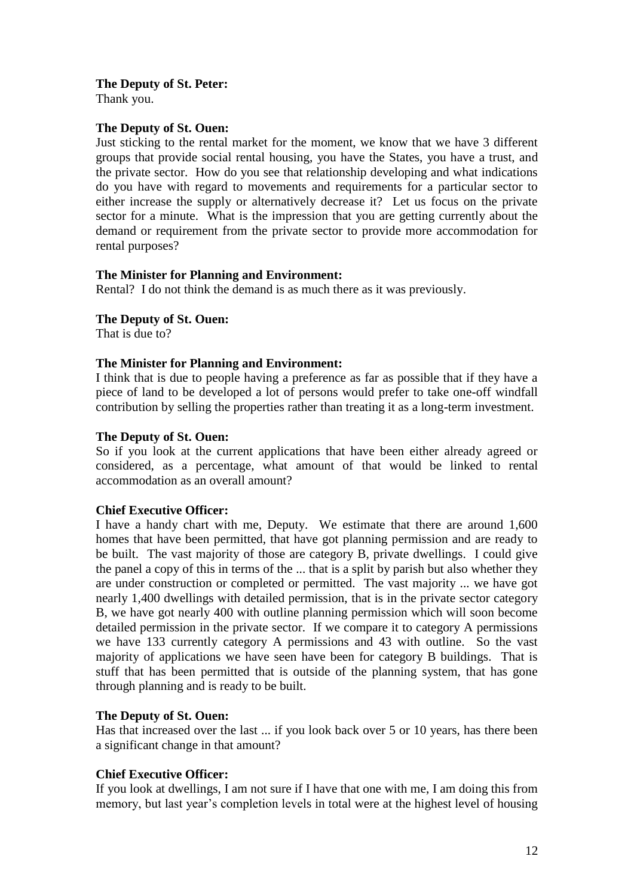**The Deputy of St. Peter:**
Thank you.

**The Deputy of St. Ouen:**
Just sticking to the rental market for the moment, we know that we have 3 different groups that provide social rental housing, you have the States, you have a trust, and the private sector. How do you see that relationship developing and what indications do you have with regard to movements and requirements for a particular sector to either increase the supply or alternatively decrease it? Let us focus on the private sector for a minute. What is the impression that you are getting currently about the demand or requirement from the private sector to provide more accommodation for rental purposes?

**The Minister for Planning and Environment:**
Rental? I do not think the demand is as much there as it was previously.

**The Deputy of St. Ouen:**
That is due to?

**The Minister for Planning and Environment:**
I think that is due to people having a preference as far as possible that if they have a piece of land to be developed a lot of persons would prefer to take one-off windfall contribution by selling the properties rather than treating it as a long-term investment.

**The Deputy of St. Ouen:**
So if you look at the current applications that have been either already agreed or considered, as a percentage, what amount of that would be linked to rental accommodation as an overall amount?

**Chief Executive Officer:**
I have a handy chart with me, Deputy. We estimate that there are around 1,600 homes that have been permitted, that have got planning permission and are ready to be built. The vast majority of those are category B, private dwellings. I could give the panel a copy of this in terms of the ... that is a split by parish but also whether they are under construction or completed or permitted. The vast majority ... we have got nearly 1,400 dwellings with detailed permission, that is in the private sector category B, we have got nearly 400 with outline planning permission which will soon become detailed permission in the private sector. If we compare it to category A permissions we have 133 currently category A permissions and 43 with outline. So the vast majority of applications we have seen have been for category B buildings. That is stuff that has been permitted that is outside of the planning system, that has gone through planning and is ready to be built.

**The Deputy of St. Ouen:**
Has that increased over the last ... if you look back over 5 or 10 years, has there been a significant change in that amount?

**Chief Executive Officer:**
If you look at dwellings, I am not sure if I have that one with me, I am doing this from memory, but last year's completion levels in total were at the highest level of housing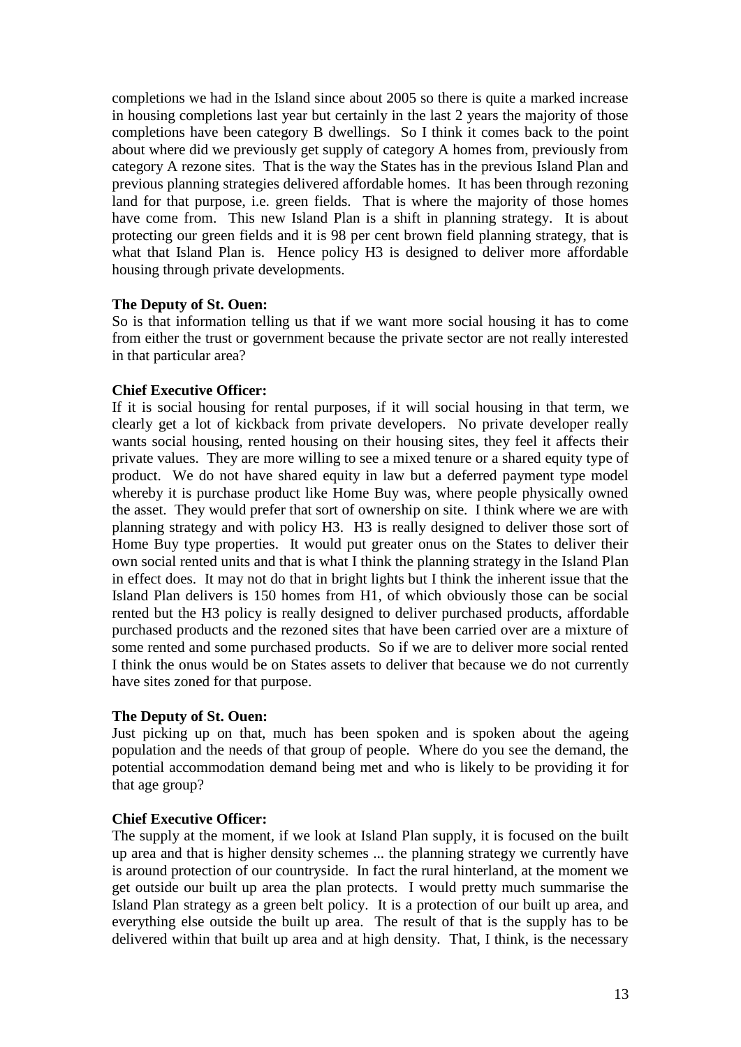completions we had in the Island since about 2005 so there is quite a marked increase in housing completions last year but certainly in the last 2 years the majority of those completions have been category B dwellings. So I think it comes back to the point about where did we previously get supply of category A homes from, previously from category A rezone sites. That is the way the States has in the previous Island Plan and previous planning strategies delivered affordable homes. It has been through rezoning land for that purpose, i.e. green fields. That is where the majority of those homes have come from. This new Island Plan is a shift in planning strategy. It is about protecting our green fields and it is 98 per cent brown field planning strategy, that is what that Island Plan is. Hence policy H3 is designed to deliver more affordable housing through private developments.

**The Deputy of St. Ouen:**
So is that information telling us that if we want more social housing it has to come from either the trust or government because the private sector are not really interested in that particular area?

**Chief Executive Officer:**
If it is social housing for rental purposes, if it will social housing in that term, we clearly get a lot of kickback from private developers. No private developer really wants social housing, rented housing on their housing sites, they feel it affects their private values. They are more willing to see a mixed tenure or a shared equity type of product. We do not have shared equity in law but a deferred payment type model whereby it is purchase product like Home Buy was, where people physically owned the asset. They would prefer that sort of ownership on site. I think where we are with planning strategy and with policy H3. H3 is really designed to deliver those sort of Home Buy type properties. It would put greater onus on the States to deliver their own social rented units and that is what I think the planning strategy in the Island Plan in effect does. It may not do that in bright lights but I think the inherent issue that the Island Plan delivers is 150 homes from H1, of which obviously those can be social rented but the H3 policy is really designed to deliver purchased products, affordable purchased products and the rezoned sites that have been carried over are a mixture of some rented and some purchased products. So if we are to deliver more social rented I think the onus would be on States assets to deliver that because we do not currently have sites zoned for that purpose.

**The Deputy of St. Ouen:**
Just picking up on that, much has been spoken and is spoken about the ageing population and the needs of that group of people. Where do you see the demand, the potential accommodation demand being met and who is likely to be providing it for that age group?

**Chief Executive Officer:**
The supply at the moment, if we look at Island Plan supply, it is focused on the built up area and that is higher density schemes ... the planning strategy we currently have is around protection of our countryside. In fact the rural hinterland, at the moment we get outside our built up area the plan protects. I would pretty much summarise the Island Plan strategy as a green belt policy. It is a protection of our built up area, and everything else outside the built up area. The result of that is the supply has to be delivered within that built up area and at high density. That, I think, is the necessary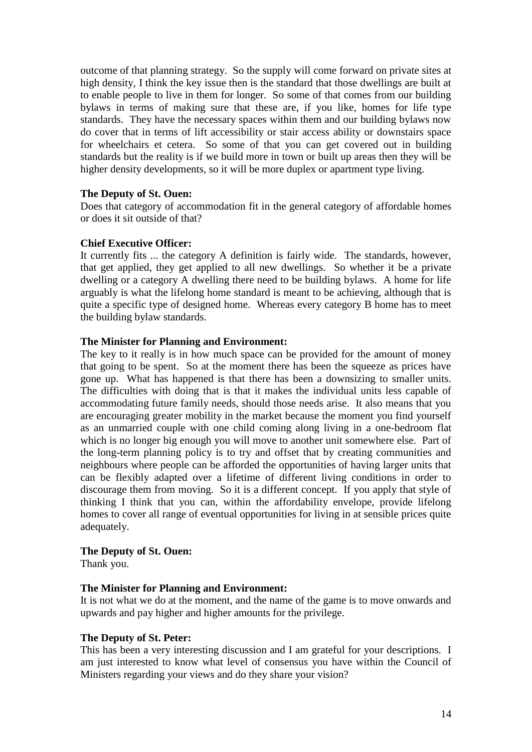outcome of that planning strategy. So the supply will come forward on private sites at high density, I think the key issue then is the standard that those dwellings are built at to enable people to live in them for longer. So some of that comes from our building bylaws in terms of making sure that these are, if you like, homes for life type standards. They have the necessary spaces within them and our building bylaws now do cover that in terms of lift accessibility or stair access ability or downstairs space for wheelchairs et cetera. So some of that you can get covered out in building standards but the reality is if we build more in town or built up areas then they will be higher density developments, so it will be more duplex or apartment type living.

**The Deputy of St. Ouen:**
Does that category of accommodation fit in the general category of affordable homes or does it sit outside of that?

**Chief Executive Officer:**
It currently fits ... the category A definition is fairly wide. The standards, however, that get applied, they get applied to all new dwellings. So whether it be a private dwelling or a category A dwelling there need to be building bylaws. A home for life arguably is what the lifelong home standard is meant to be achieving, although that is quite a specific type of designed home. Whereas every category B home has to meet the building bylaw standards.

**The Minister for Planning and Environment:**
The key to it really is in how much space can be provided for the amount of money that going to be spent. So at the moment there has been the squeeze as prices have gone up. What has happened is that there has been a downsizing to smaller units. The difficulties with doing that is that it makes the individual units less capable of accommodating future family needs, should those needs arise. It also means that you are encouraging greater mobility in the market because the moment you find yourself as an unmarried couple with one child coming along living in a one-bedroom flat which is no longer big enough you will move to another unit somewhere else. Part of the long-term planning policy is to try and offset that by creating communities and neighbours where people can be afforded the opportunities of having larger units that can be flexibly adapted over a lifetime of different living conditions in order to discourage them from moving. So it is a different concept. If you apply that style of thinking I think that you can, within the affordability envelope, provide lifelong homes to cover all range of eventual opportunities for living in at sensible prices quite adequately.

**The Deputy of St. Ouen:**
Thank you.

**The Minister for Planning and Environment:**
It is not what we do at the moment, and the name of the game is to move onwards and upwards and pay higher and higher amounts for the privilege.

**The Deputy of St. Peter:**
This has been a very interesting discussion and I am grateful for your descriptions. I am just interested to know what level of consensus you have within the Council of Ministers regarding your views and do they share your vision?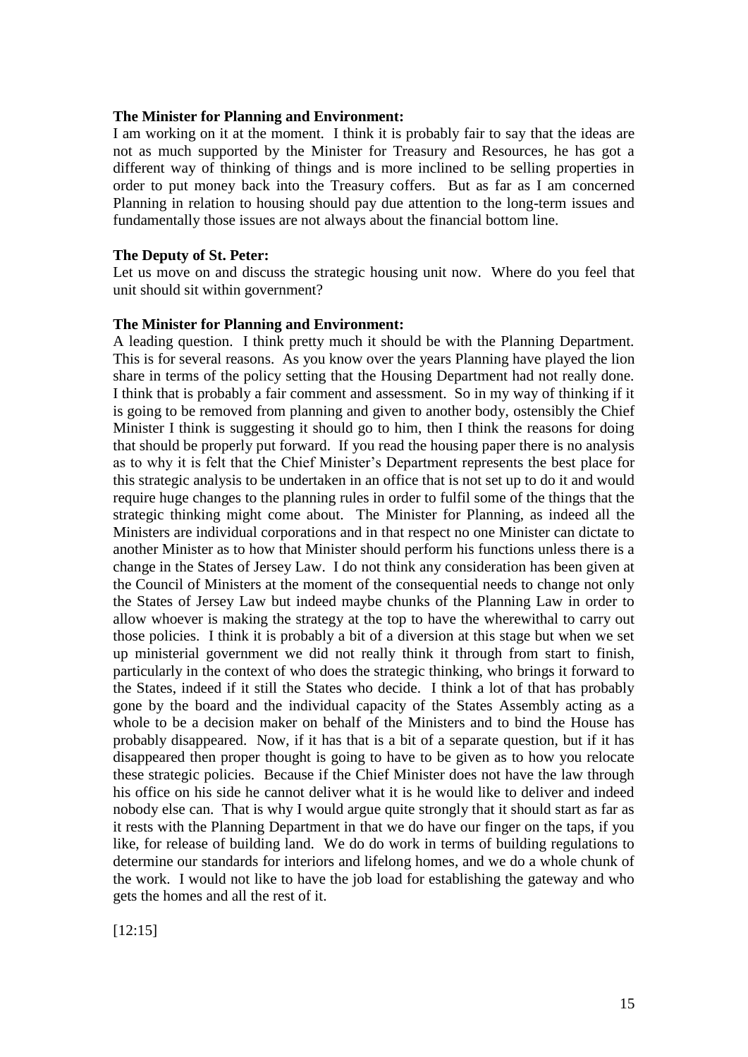**The Minister for Planning and Environment:**

I am working on it at the moment. I think it is probably fair to say that the ideas are not as much supported by the Minister for Treasury and Resources, he has got a different way of thinking of things and is more inclined to be selling properties in order to put money back into the Treasury coffers. But as far as I am concerned Planning in relation to housing should pay due attention to the long-term issues and fundamentally those issues are not always about the financial bottom line.

**The Deputy of St. Peter:**

Let us move on and discuss the strategic housing unit now. Where do you feel that unit should sit within government?

**The Minister for Planning and Environment:**

A leading question. I think pretty much it should be with the Planning Department. This is for several reasons. As you know over the years Planning have played the lion share in terms of the policy setting that the Housing Department had not really done. I think that is probably a fair comment and assessment. So in my way of thinking if it is going to be removed from planning and given to another body, ostensibly the Chief Minister I think is suggesting it should go to him, then I think the reasons for doing that should be properly put forward. If you read the housing paper there is no analysis as to why it is felt that the Chief Minister's Department represents the best place for this strategic analysis to be undertaken in an office that is not set up to do it and would require huge changes to the planning rules in order to fulfil some of the things that the strategic thinking might come about. The Minister for Planning, as indeed all the Ministers are individual corporations and in that respect no one Minister can dictate to another Minister as to how that Minister should perform his functions unless there is a change in the States of Jersey Law. I do not think any consideration has been given at the Council of Ministers at the moment of the consequential needs to change not only the States of Jersey Law but indeed maybe chunks of the Planning Law in order to allow whoever is making the strategy at the top to have the wherewithal to carry out those policies. I think it is probably a bit of a diversion at this stage but when we set up ministerial government we did not really think it through from start to finish, particularly in the context of who does the strategic thinking, who brings it forward to the States, indeed if it still the States who decide. I think a lot of that has probably gone by the board and the individual capacity of the States Assembly acting as a whole to be a decision maker on behalf of the Ministers and to bind the House has probably disappeared. Now, if it has that is a bit of a separate question, but if it has disappeared then proper thought is going to have to be given as to how you relocate these strategic policies. Because if the Chief Minister does not have the law through his office on his side he cannot deliver what it is he would like to deliver and indeed nobody else can. That is why I would argue quite strongly that it should start as far as it rests with the Planning Department in that we do have our finger on the taps, if you like, for release of building land. We do do work in terms of building regulations to determine our standards for interiors and lifelong homes, and we do a whole chunk of the work. I would not like to have the job load for establishing the gateway and who gets the homes and all the rest of it.

[12:15]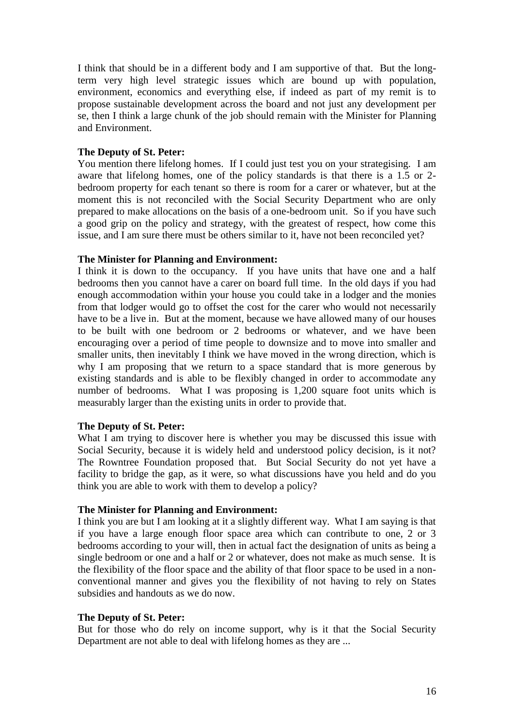I think that should be in a different body and I am supportive of that. But the long-term very high level strategic issues which are bound up with population, environment, economics and everything else, if indeed as part of my remit is to propose sustainable development across the board and not just any development per se, then I think a large chunk of the job should remain with the Minister for Planning and Environment.

**The Deputy of St. Peter:**

You mention there lifelong homes. If I could just test you on your strategising. I am aware that lifelong homes, one of the policy standards is that there is a 1.5 or 2-bedroom property for each tenant so there is room for a carer or whatever, but at the moment this is not reconciled with the Social Security Department who are only prepared to make allocations on the basis of a one-bedroom unit. So if you have such a good grip on the policy and strategy, with the greatest of respect, how come this issue, and I am sure there must be others similar to it, have not been reconciled yet?

**The Minister for Planning and Environment:**

I think it is down to the occupancy. If you have units that have one and a half bedrooms then you cannot have a carer on board full time. In the old days if you had enough accommodation within your house you could take in a lodger and the monies from that lodger would go to offset the cost for the carer who would not necessarily have to be a live in. But at the moment, because we have allowed many of our houses to be built with one bedroom or 2 bedrooms or whatever, and we have been encouraging over a period of time people to downsize and to move into smaller and smaller units, then inevitably I think we have moved in the wrong direction, which is why I am proposing that we return to a space standard that is more generous by existing standards and is able to be flexibly changed in order to accommodate any number of bedrooms. What I was proposing is 1,200 square foot units which is measurably larger than the existing units in order to provide that.

**The Deputy of St. Peter:**

What I am trying to discover here is whether you may be discussed this issue with Social Security, because it is widely held and understood policy decision, is it not? The Rowntree Foundation proposed that. But Social Security do not yet have a facility to bridge the gap, as it were, so what discussions have you held and do you think you are able to work with them to develop a policy?

**The Minister for Planning and Environment:**

I think you are but I am looking at it a slightly different way. What I am saying is that if you have a large enough floor space area which can contribute to one, 2 or 3 bedrooms according to your will, then in actual fact the designation of units as being a single bedroom or one and a half or 2 or whatever, does not make as much sense. It is the flexibility of the floor space and the ability of that floor space to be used in a non-conventional manner and gives you the flexibility of not having to rely on States subsidies and handouts as we do now.

**The Deputy of St. Peter:**

But for those who do rely on income support, why is it that the Social Security Department are not able to deal with lifelong homes as they are ...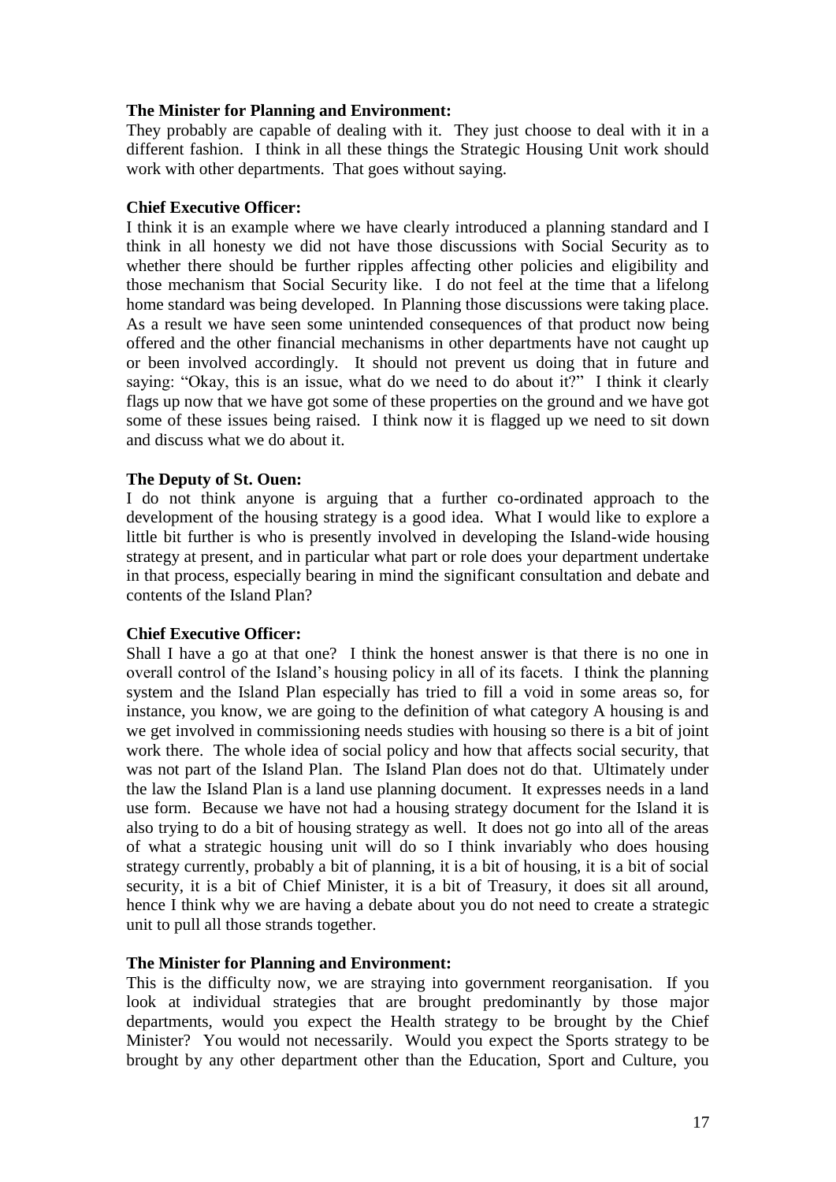**The Minister for Planning and Environment:**

They probably are capable of dealing with it. They just choose to deal with it in a different fashion. I think in all these things the Strategic Housing Unit work should work with other departments. That goes without saying.

**Chief Executive Officer:**

I think it is an example where we have clearly introduced a planning standard and I think in all honesty we did not have those discussions with Social Security as to whether there should be further ripples affecting other policies and eligibility and those mechanism that Social Security like. I do not feel at the time that a lifelong home standard was being developed. In Planning those discussions were taking place. As a result we have seen some unintended consequences of that product now being offered and the other financial mechanisms in other departments have not caught up or been involved accordingly. It should not prevent us doing that in future and saying: "Okay, this is an issue, what do we need to do about it?" I think it clearly flags up now that we have got some of these properties on the ground and we have got some of these issues being raised. I think now it is flagged up we need to sit down and discuss what we do about it.

**The Deputy of St. Ouen:**

I do not think anyone is arguing that a further co-ordinated approach to the development of the housing strategy is a good idea. What I would like to explore a little bit further is who is presently involved in developing the Island-wide housing strategy at present, and in particular what part or role does your department undertake in that process, especially bearing in mind the significant consultation and debate and contents of the Island Plan?

**Chief Executive Officer:**

Shall I have a go at that one? I think the honest answer is that there is no one in overall control of the Island's housing policy in all of its facets. I think the planning system and the Island Plan especially has tried to fill a void in some areas so, for instance, you know, we are going to the definition of what category A housing is and we get involved in commissioning needs studies with housing so there is a bit of joint work there. The whole idea of social policy and how that affects social security, that was not part of the Island Plan. The Island Plan does not do that. Ultimately under the law the Island Plan is a land use planning document. It expresses needs in a land use form. Because we have not had a housing strategy document for the Island it is also trying to do a bit of housing strategy as well. It does not go into all of the areas of what a strategic housing unit will do so I think invariably who does housing strategy currently, probably a bit of planning, it is a bit of housing, it is a bit of social security, it is a bit of Chief Minister, it is a bit of Treasury, it does sit all around, hence I think why we are having a debate about you do not need to create a strategic unit to pull all those strands together.

**The Minister for Planning and Environment:**

This is the difficulty now, we are straying into government reorganisation. If you look at individual strategies that are brought predominantly by those major departments, would you expect the Health strategy to be brought by the Chief Minister? You would not necessarily. Would you expect the Sports strategy to be brought by any other department other than the Education, Sport and Culture, you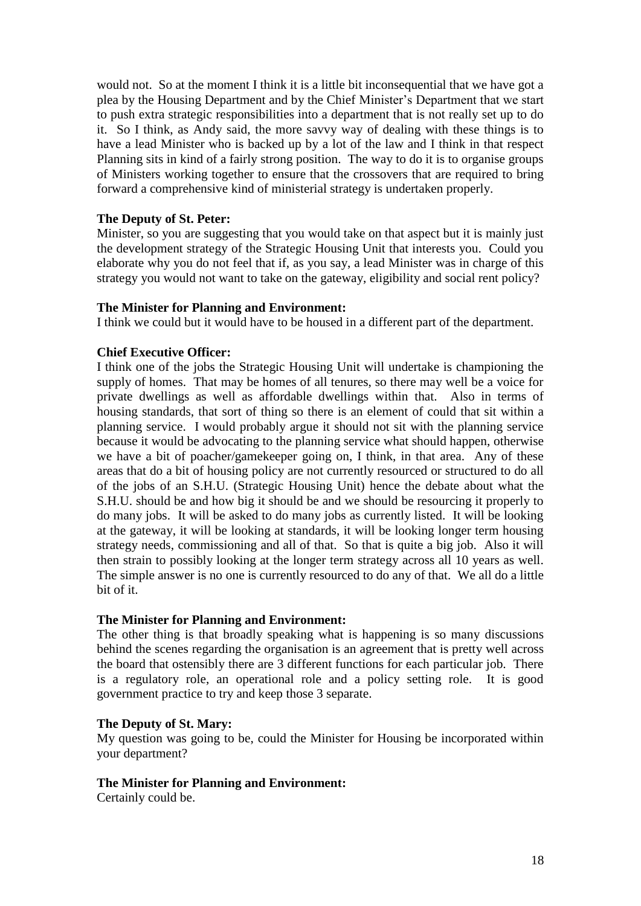would not. So at the moment I think it is a little bit inconsequential that we have got a plea by the Housing Department and by the Chief Minister's Department that we start to push extra strategic responsibilities into a department that is not really set up to do it. So I think, as Andy said, the more savvy way of dealing with these things is to have a lead Minister who is backed up by a lot of the law and I think in that respect Planning sits in kind of a fairly strong position. The way to do it is to organise groups of Ministers working together to ensure that the crossovers that are required to bring forward a comprehensive kind of ministerial strategy is undertaken properly.

**The Deputy of St. Peter:**

Minister, so you are suggesting that you would take on that aspect but it is mainly just the development strategy of the Strategic Housing Unit that interests you. Could you elaborate why you do not feel that if, as you say, a lead Minister was in charge of this strategy you would not want to take on the gateway, eligibility and social rent policy?

**The Minister for Planning and Environment:**

I think we could but it would have to be housed in a different part of the department.

**Chief Executive Officer:**

I think one of the jobs the Strategic Housing Unit will undertake is championing the supply of homes. That may be homes of all tenures, so there may well be a voice for private dwellings as well as affordable dwellings within that. Also in terms of housing standards, that sort of thing so there is an element of could that sit within a planning service. I would probably argue it should not sit with the planning service because it would be advocating to the planning service what should happen, otherwise we have a bit of poacher/gamekeeper going on, I think, in that area. Any of these areas that do a bit of housing policy are not currently resourced or structured to do all of the jobs of an S.H.U. (Strategic Housing Unit) hence the debate about what the S.H.U. should be and how big it should be and we should be resourcing it properly to do many jobs. It will be asked to do many jobs as currently listed. It will be looking at the gateway, it will be looking at standards, it will be looking longer term housing strategy needs, commissioning and all of that. So that is quite a big job. Also it will then strain to possibly looking at the longer term strategy across all 10 years as well. The simple answer is no one is currently resourced to do any of that. We all do a little bit of it.

**The Minister for Planning and Environment:**

The other thing is that broadly speaking what is happening is so many discussions behind the scenes regarding the organisation is an agreement that is pretty well across the board that ostensibly there are 3 different functions for each particular job. There is a regulatory role, an operational role and a policy setting role. It is good government practice to try and keep those 3 separate.

**The Deputy of St. Mary:**

My question was going to be, could the Minister for Housing be incorporated within your department?

**The Minister for Planning and Environment:**

Certainly could be.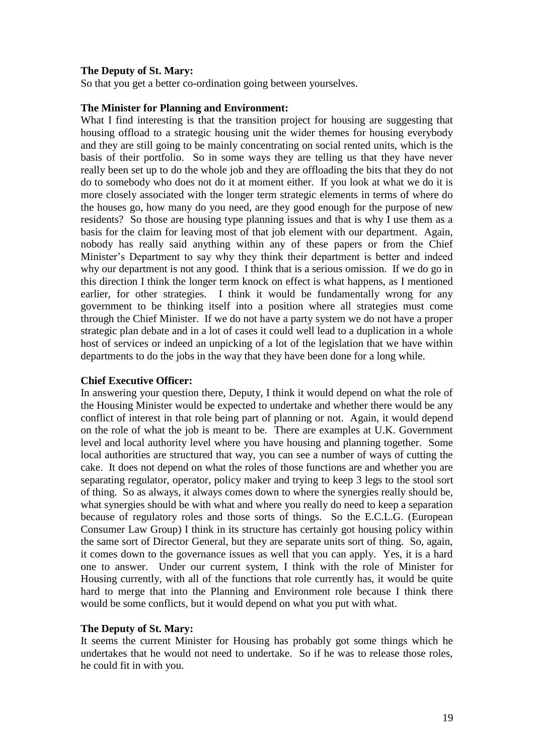**The Deputy of St. Mary:**
So that you get a better co-ordination going between yourselves.

**The Minister for Planning and Environment:**
What I find interesting is that the transition project for housing are suggesting that housing offload to a strategic housing unit the wider themes for housing everybody and they are still going to be mainly concentrating on social rented units, which is the basis of their portfolio. So in some ways they are telling us that they have never really been set up to do the whole job and they are offloading the bits that they do not do to somebody who does not do it at moment either. If you look at what we do it is more closely associated with the longer term strategic elements in terms of where do the houses go, how many do you need, are they good enough for the purpose of new residents? So those are housing type planning issues and that is why I use them as a basis for the claim for leaving most of that job element with our department. Again, nobody has really said anything within any of these papers or from the Chief Minister's Department to say why they think their department is better and indeed why our department is not any good. I think that is a serious omission. If we do go in this direction I think the longer term knock on effect is what happens, as I mentioned earlier, for other strategies. I think it would be fundamentally wrong for any government to be thinking itself into a position where all strategies must come through the Chief Minister. If we do not have a party system we do not have a proper strategic plan debate and in a lot of cases it could well lead to a duplication in a whole host of services or indeed an unpicking of a lot of the legislation that we have within departments to do the jobs in the way that they have been done for a long while.

**Chief Executive Officer:**
In answering your question there, Deputy, I think it would depend on what the role of the Housing Minister would be expected to undertake and whether there would be any conflict of interest in that role being part of planning or not. Again, it would depend on the role of what the job is meant to be. There are examples at U.K. Government level and local authority level where you have housing and planning together. Some local authorities are structured that way, you can see a number of ways of cutting the cake. It does not depend on what the roles of those functions are and whether you are separating regulator, operator, policy maker and trying to keep 3 legs to the stool sort of thing. So as always, it always comes down to where the synergies really should be, what synergies should be with what and where you really do need to keep a separation because of regulatory roles and those sorts of things. So the E.C.L.G. (European Consumer Law Group) I think in its structure has certainly got housing policy within the same sort of Director General, but they are separate units sort of thing. So, again, it comes down to the governance issues as well that you can apply. Yes, it is a hard one to answer. Under our current system, I think with the role of Minister for Housing currently, with all of the functions that role currently has, it would be quite hard to merge that into the Planning and Environment role because I think there would be some conflicts, but it would depend on what you put with what.

**The Deputy of St. Mary:**
It seems the current Minister for Housing has probably got some things which he undertakes that he would not need to undertake. So if he was to release those roles, he could fit in with you.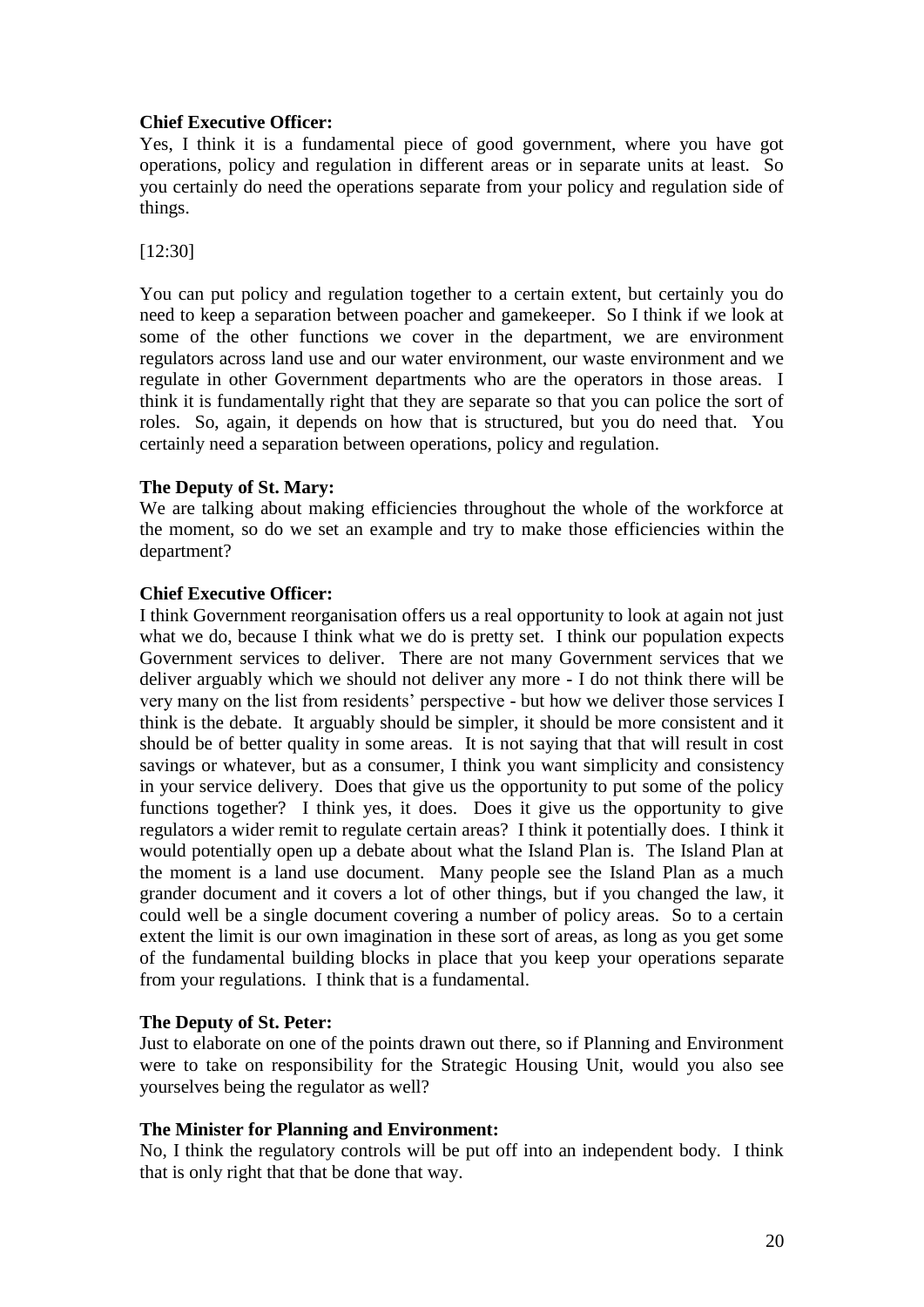**Chief Executive Officer:**
Yes, I think it is a fundamental piece of good government, where you have got operations, policy and regulation in different areas or in separate units at least. So you certainly do need the operations separate from your policy and regulation side of things.

[12:30]

You can put policy and regulation together to a certain extent, but certainly you do need to keep a separation between poacher and gamekeeper. So I think if we look at some of the other functions we cover in the department, we are environment regulators across land use and our water environment, our waste environment and we regulate in other Government departments who are the operators in those areas. I think it is fundamentally right that they are separate so that you can police the sort of roles. So, again, it depends on how that is structured, but you do need that. You certainly need a separation between operations, policy and regulation.

**The Deputy of St. Mary:**
We are talking about making efficiencies throughout the whole of the workforce at the moment, so do we set an example and try to make those efficiencies within the department?

**Chief Executive Officer:**
I think Government reorganisation offers us a real opportunity to look at again not just what we do, because I think what we do is pretty set. I think our population expects Government services to deliver. There are not many Government services that we deliver arguably which we should not deliver any more - I do not think there will be very many on the list from residents' perspective - but how we deliver those services I think is the debate. It arguably should be simpler, it should be more consistent and it should be of better quality in some areas. It is not saying that that will result in cost savings or whatever, but as a consumer, I think you want simplicity and consistency in your service delivery. Does that give us the opportunity to put some of the policy functions together? I think yes, it does. Does it give us the opportunity to give regulators a wider remit to regulate certain areas? I think it potentially does. I think it would potentially open up a debate about what the Island Plan is. The Island Plan at the moment is a land use document. Many people see the Island Plan as a much grander document and it covers a lot of other things, but if you changed the law, it could well be a single document covering a number of policy areas. So to a certain extent the limit is our own imagination in these sort of areas, as long as you get some of the fundamental building blocks in place that you keep your operations separate from your regulations. I think that is a fundamental.

**The Deputy of St. Peter:**
Just to elaborate on one of the points drawn out there, so if Planning and Environment were to take on responsibility for the Strategic Housing Unit, would you also see yourselves being the regulator as well?

**The Minister for Planning and Environment:**
No, I think the regulatory controls will be put off into an independent body. I think that is only right that that be done that way.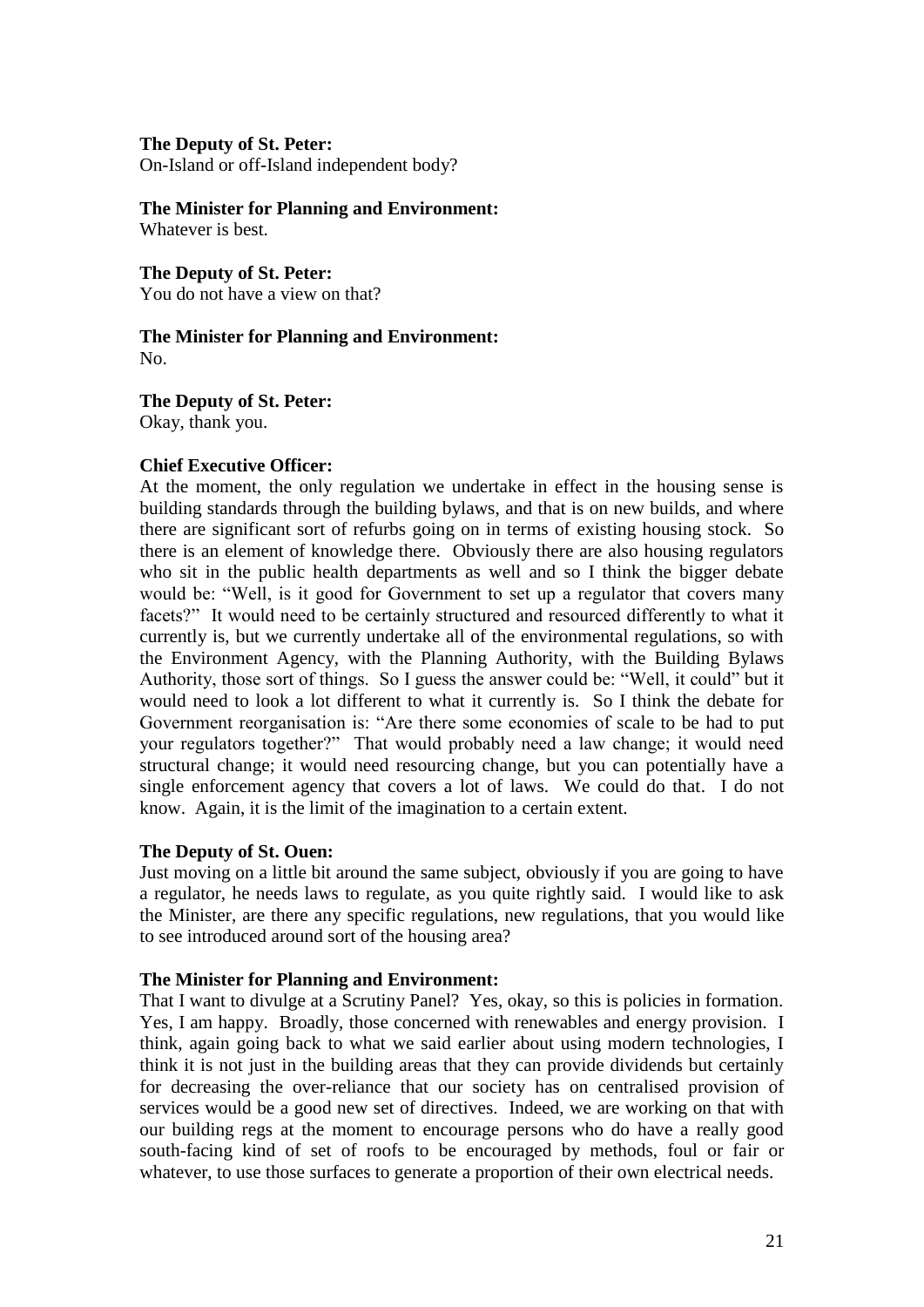**The Deputy of St. Peter:**
On-Island or off-Island independent body?

**The Minister for Planning and Environment:**
Whatever is best.

**The Deputy of St. Peter:**
You do not have a view on that?

**The Minister for Planning and Environment:**
No.

**The Deputy of St. Peter:**
Okay, thank you.

**Chief Executive Officer:**
At the moment, the only regulation we undertake in effect in the housing sense is building standards through the building bylaws, and that is on new builds, and where there are significant sort of refurbs going on in terms of existing housing stock. So there is an element of knowledge there. Obviously there are also housing regulators who sit in the public health departments as well and so I think the bigger debate would be: "Well, is it good for Government to set up a regulator that covers many facets?" It would need to be certainly structured and resourced differently to what it currently is, but we currently undertake all of the environmental regulations, so with the Environment Agency, with the Planning Authority, with the Building Bylaws Authority, those sort of things. So I guess the answer could be: "Well, it could" but it would need to look a lot different to what it currently is. So I think the debate for Government reorganisation is: "Are there some economies of scale to be had to put your regulators together?" That would probably need a law change; it would need structural change; it would need resourcing change, but you can potentially have a single enforcement agency that covers a lot of laws. We could do that. I do not know. Again, it is the limit of the imagination to a certain extent.

**The Deputy of St. Ouen:**
Just moving on a little bit around the same subject, obviously if you are going to have a regulator, he needs laws to regulate, as you quite rightly said. I would like to ask the Minister, are there any specific regulations, new regulations, that you would like to see introduced around sort of the housing area?

**The Minister for Planning and Environment:**
That I want to divulge at a Scrutiny Panel? Yes, okay, so this is policies in formation. Yes, I am happy. Broadly, those concerned with renewables and energy provision. I think, again going back to what we said earlier about using modern technologies, I think it is not just in the building areas that they can provide dividends but certainly for decreasing the over-reliance that our society has on centralised provision of services would be a good new set of directives. Indeed, we are working on that with our building regs at the moment to encourage persons who do have a really good south-facing kind of set of roofs to be encouraged by methods, foul or fair or whatever, to use those surfaces to generate a proportion of their own electrical needs.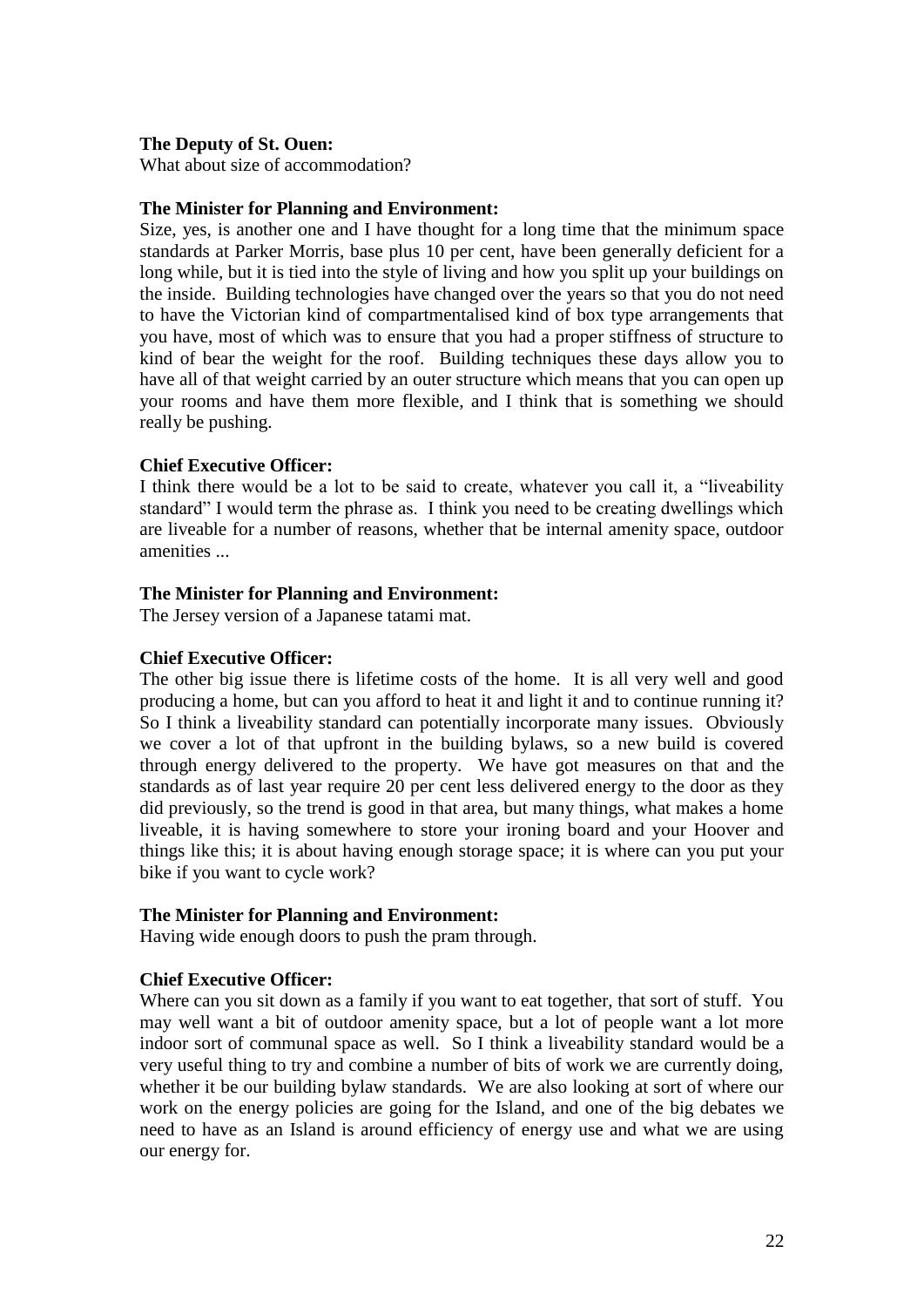**The Deputy of St. Ouen:**
What about size of accommodation?

**The Minister for Planning and Environment:**
Size, yes, is another one and I have thought for a long time that the minimum space standards at Parker Morris, base plus 10 per cent, have been generally deficient for a long while, but it is tied into the style of living and how you split up your buildings on the inside. Building technologies have changed over the years so that you do not need to have the Victorian kind of compartmentalised kind of box type arrangements that you have, most of which was to ensure that you had a proper stiffness of structure to kind of bear the weight for the roof. Building techniques these days allow you to have all of that weight carried by an outer structure which means that you can open up your rooms and have them more flexible, and I think that is something we should really be pushing.

**Chief Executive Officer:**
I think there would be a lot to be said to create, whatever you call it, a "liveability standard" I would term the phrase as. I think you need to be creating dwellings which are liveable for a number of reasons, whether that be internal amenity space, outdoor amenities ...

**The Minister for Planning and Environment:**
The Jersey version of a Japanese tatami mat.

**Chief Executive Officer:**
The other big issue there is lifetime costs of the home. It is all very well and good producing a home, but can you afford to heat it and light it and to continue running it? So I think a liveability standard can potentially incorporate many issues. Obviously we cover a lot of that upfront in the building bylaws, so a new build is covered through energy delivered to the property. We have got measures on that and the standards as of last year require 20 per cent less delivered energy to the door as they did previously, so the trend is good in that area, but many things, what makes a home liveable, it is having somewhere to store your ironing board and your Hoover and things like this; it is about having enough storage space; it is where can you put your bike if you want to cycle work?

**The Minister for Planning and Environment:**
Having wide enough doors to push the pram through.

**Chief Executive Officer:**
Where can you sit down as a family if you want to eat together, that sort of stuff. You may well want a bit of outdoor amenity space, but a lot of people want a lot more indoor sort of communal space as well. So I think a liveability standard would be a very useful thing to try and combine a number of bits of work we are currently doing, whether it be our building bylaw standards. We are also looking at sort of where our work on the energy policies are going for the Island, and one of the big debates we need to have as an Island is around efficiency of energy use and what we are using our energy for.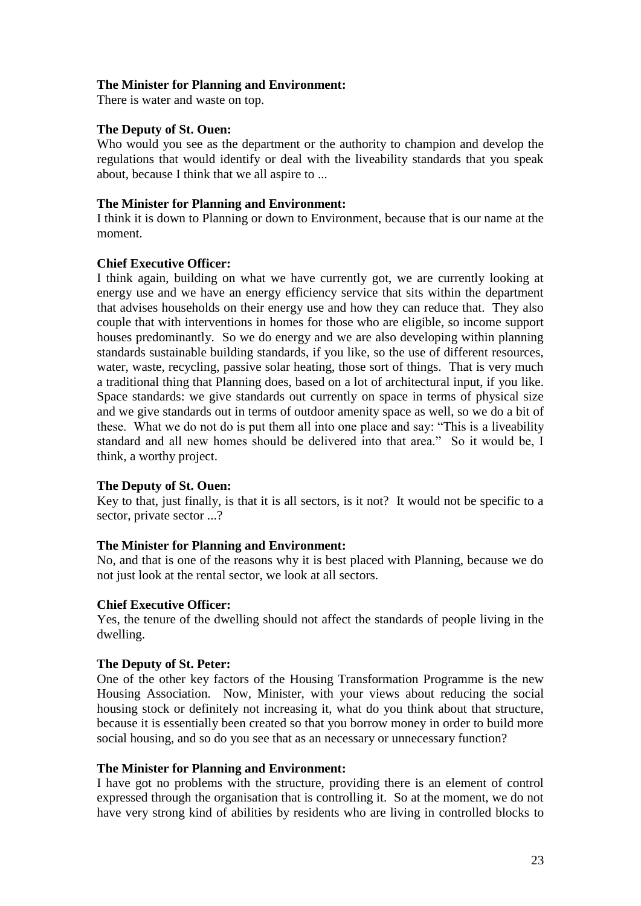**The Minister for Planning and Environment:**
There is water and waste on top.

**The Deputy of St. Ouen:**
Who would you see as the department or the authority to champion and develop the regulations that would identify or deal with the liveability standards that you speak about, because I think that we all aspire to ...

**The Minister for Planning and Environment:**
I think it is down to Planning or down to Environment, because that is our name at the moment.

**Chief Executive Officer:**
I think again, building on what we have currently got, we are currently looking at energy use and we have an energy efficiency service that sits within the department that advises households on their energy use and how they can reduce that. They also couple that with interventions in homes for those who are eligible, so income support houses predominantly. So we do energy and we are also developing within planning standards sustainable building standards, if you like, so the use of different resources, water, waste, recycling, passive solar heating, those sort of things. That is very much a traditional thing that Planning does, based on a lot of architectural input, if you like. Space standards: we give standards out currently on space in terms of physical size and we give standards out in terms of outdoor amenity space as well, so we do a bit of these. What we do not do is put them all into one place and say: "This is a liveability standard and all new homes should be delivered into that area." So it would be, I think, a worthy project.

**The Deputy of St. Ouen:**
Key to that, just finally, is that it is all sectors, is it not? It would not be specific to a sector, private sector ...?

**The Minister for Planning and Environment:**
No, and that is one of the reasons why it is best placed with Planning, because we do not just look at the rental sector, we look at all sectors.

**Chief Executive Officer:**
Yes, the tenure of the dwelling should not affect the standards of people living in the dwelling.

**The Deputy of St. Peter:**
One of the other key factors of the Housing Transformation Programme is the new Housing Association. Now, Minister, with your views about reducing the social housing stock or definitely not increasing it, what do you think about that structure, because it is essentially been created so that you borrow money in order to build more social housing, and so do you see that as an necessary or unnecessary function?

**The Minister for Planning and Environment:**
I have got no problems with the structure, providing there is an element of control expressed through the organisation that is controlling it. So at the moment, we do not have very strong kind of abilities by residents who are living in controlled blocks to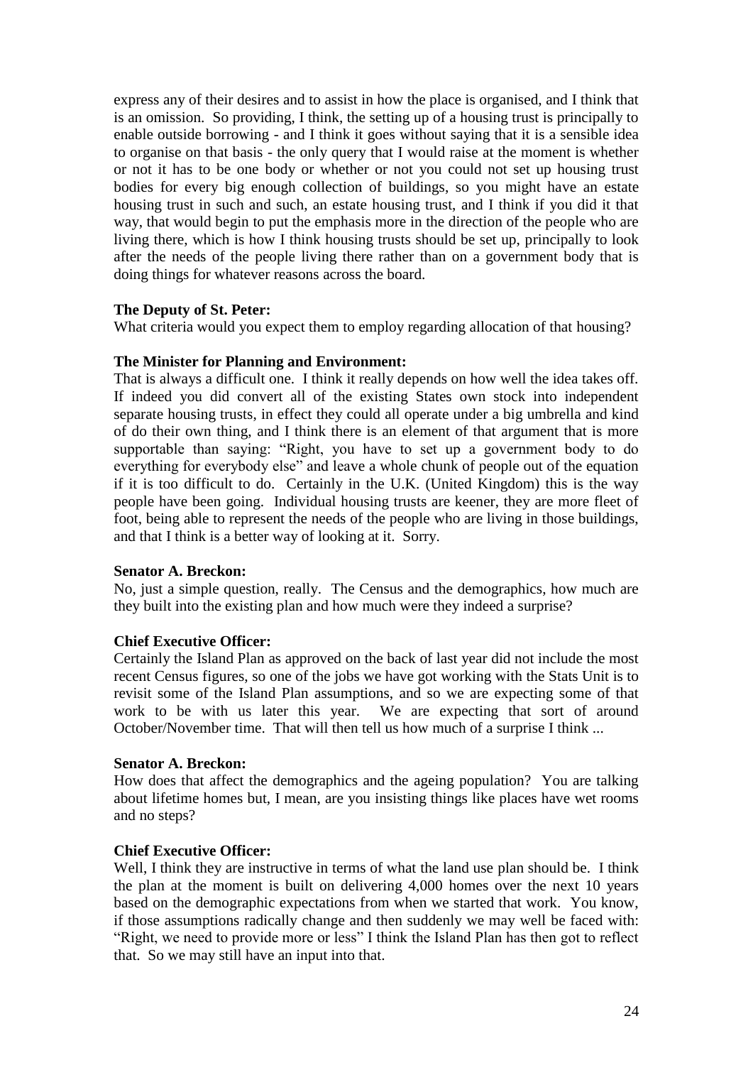express any of their desires and to assist in how the place is organised, and I think that is an omission. So providing, I think, the setting up of a housing trust is principally to enable outside borrowing - and I think it goes without saying that it is a sensible idea to organise on that basis - the only query that I would raise at the moment is whether or not it has to be one body or whether or not you could not set up housing trust bodies for every big enough collection of buildings, so you might have an estate housing trust in such and such, an estate housing trust, and I think if you did it that way, that would begin to put the emphasis more in the direction of the people who are living there, which is how I think housing trusts should be set up, principally to look after the needs of the people living there rather than on a government body that is doing things for whatever reasons across the board.

**The Deputy of St. Peter:**
What criteria would you expect them to employ regarding allocation of that housing?

**The Minister for Planning and Environment:**
That is always a difficult one. I think it really depends on how well the idea takes off. If indeed you did convert all of the existing States own stock into independent separate housing trusts, in effect they could all operate under a big umbrella and kind of do their own thing, and I think there is an element of that argument that is more supportable than saying: "Right, you have to set up a government body to do everything for everybody else" and leave a whole chunk of people out of the equation if it is too difficult to do. Certainly in the U.K. (United Kingdom) this is the way people have been going. Individual housing trusts are keener, they are more fleet of foot, being able to represent the needs of the people who are living in those buildings, and that I think is a better way of looking at it. Sorry.

**Senator A. Breckon:**
No, just a simple question, really. The Census and the demographics, how much are they built into the existing plan and how much were they indeed a surprise?

**Chief Executive Officer:**
Certainly the Island Plan as approved on the back of last year did not include the most recent Census figures, so one of the jobs we have got working with the Stats Unit is to revisit some of the Island Plan assumptions, and so we are expecting some of that work to be with us later this year. We are expecting that sort of around October/November time. That will then tell us how much of a surprise I think ...

**Senator A. Breckon:**
How does that affect the demographics and the ageing population? You are talking about lifetime homes but, I mean, are you insisting things like places have wet rooms and no steps?

**Chief Executive Officer:**
Well, I think they are instructive in terms of what the land use plan should be. I think the plan at the moment is built on delivering 4,000 homes over the next 10 years based on the demographic expectations from when we started that work. You know, if those assumptions radically change and then suddenly we may well be faced with: "Right, we need to provide more or less" I think the Island Plan has then got to reflect that. So we may still have an input into that.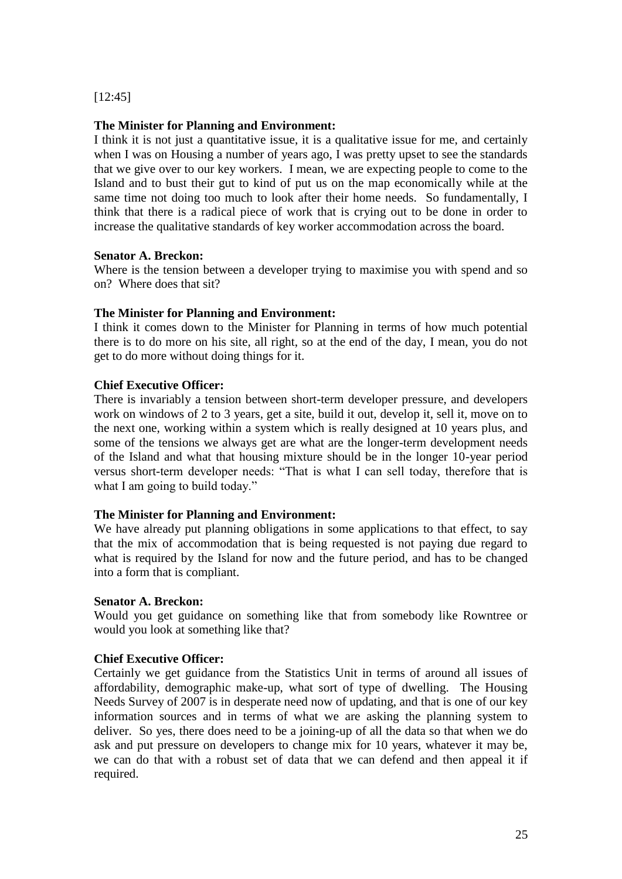[12:45]

**The Minister for Planning and Environment:**
I think it is not just a quantitative issue, it is a qualitative issue for me, and certainly when I was on Housing a number of years ago, I was pretty upset to see the standards that we give over to our key workers. I mean, we are expecting people to come to the Island and to bust their gut to kind of put us on the map economically while at the same time not doing too much to look after their home needs. So fundamentally, I think that there is a radical piece of work that is crying out to be done in order to increase the qualitative standards of key worker accommodation across the board.

**Senator A. Breckon:**
Where is the tension between a developer trying to maximise you with spend and so on? Where does that sit?

**The Minister for Planning and Environment:**
I think it comes down to the Minister for Planning in terms of how much potential there is to do more on his site, all right, so at the end of the day, I mean, you do not get to do more without doing things for it.

**Chief Executive Officer:**
There is invariably a tension between short-term developer pressure, and developers work on windows of 2 to 3 years, get a site, build it out, develop it, sell it, move on to the next one, working within a system which is really designed at 10 years plus, and some of the tensions we always get are what are the longer-term development needs of the Island and what that housing mixture should be in the longer 10-year period versus short-term developer needs: "That is what I can sell today, therefore that is what I am going to build today."

**The Minister for Planning and Environment:**
We have already put planning obligations in some applications to that effect, to say that the mix of accommodation that is being requested is not paying due regard to what is required by the Island for now and the future period, and has to be changed into a form that is compliant.

**Senator A. Breckon:**
Would you get guidance on something like that from somebody like Rowntree or would you look at something like that?

**Chief Executive Officer:**
Certainly we get guidance from the Statistics Unit in terms of around all issues of affordability, demographic make-up, what sort of type of dwelling. The Housing Needs Survey of 2007 is in desperate need now of updating, and that is one of our key information sources and in terms of what we are asking the planning system to deliver. So yes, there does need to be a joining-up of all the data so that when we do ask and put pressure on developers to change mix for 10 years, whatever it may be, we can do that with a robust set of data that we can defend and then appeal it if required.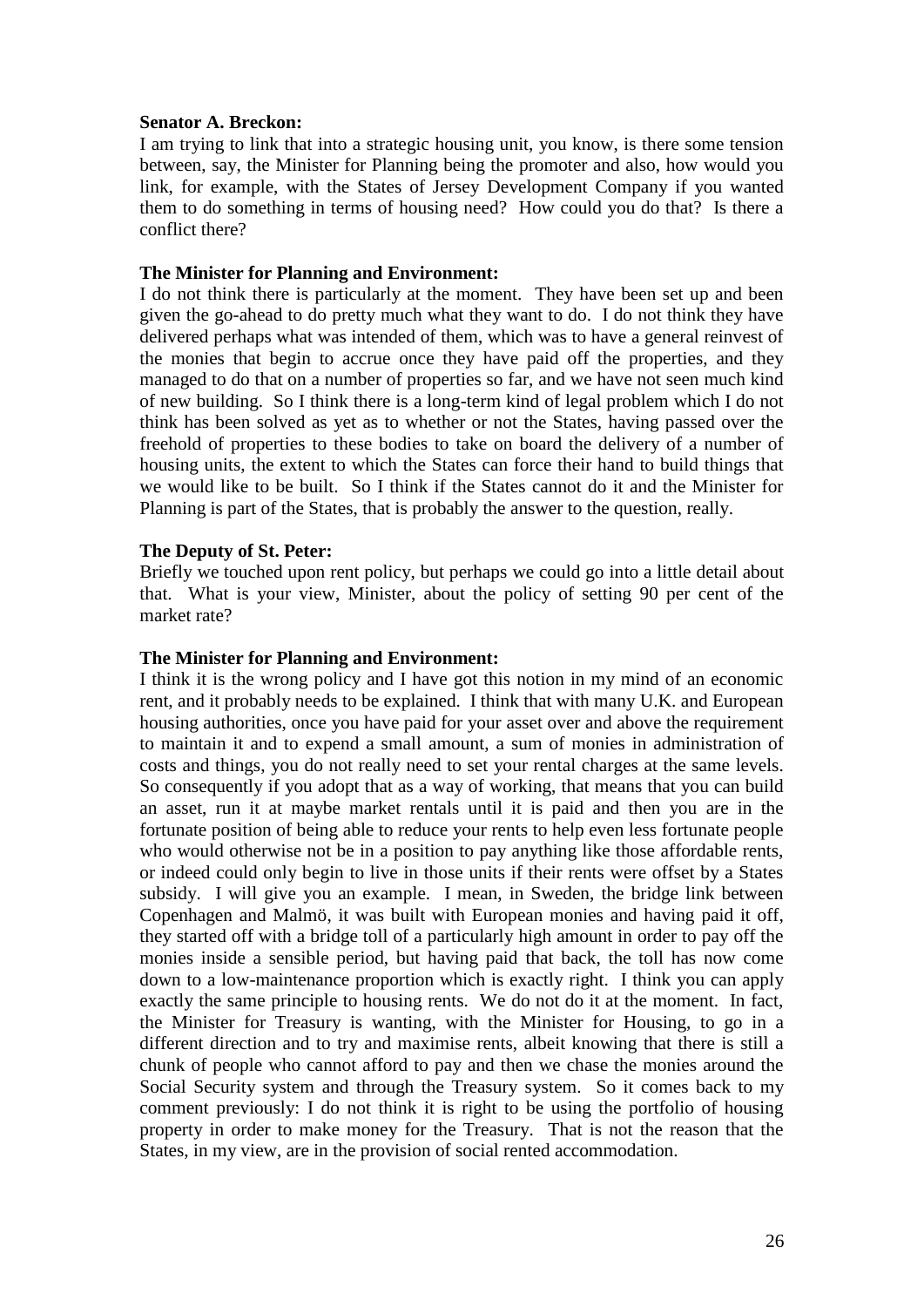**Senator A. Breckon:**

I am trying to link that into a strategic housing unit, you know, is there some tension between, say, the Minister for Planning being the promoter and also, how would you link, for example, with the States of Jersey Development Company if you wanted them to do something in terms of housing need? How could you do that? Is there a conflict there?

**The Minister for Planning and Environment:**

I do not think there is particularly at the moment. They have been set up and been given the go-ahead to do pretty much what they want to do. I do not think they have delivered perhaps what was intended of them, which was to have a general reinvest of the monies that begin to accrue once they have paid off the properties, and they managed to do that on a number of properties so far, and we have not seen much kind of new building. So I think there is a long-term kind of legal problem which I do not think has been solved as yet as to whether or not the States, having passed over the freehold of properties to these bodies to take on board the delivery of a number of housing units, the extent to which the States can force their hand to build things that we would like to be built. So I think if the States cannot do it and the Minister for Planning is part of the States, that is probably the answer to the question, really.

**The Deputy of St. Peter:**

Briefly we touched upon rent policy, but perhaps we could go into a little detail about that. What is your view, Minister, about the policy of setting 90 per cent of the market rate?

**The Minister for Planning and Environment:**

I think it is the wrong policy and I have got this notion in my mind of an economic rent, and it probably needs to be explained. I think that with many U.K. and European housing authorities, once you have paid for your asset over and above the requirement to maintain it and to expend a small amount, a sum of monies in administration of costs and things, you do not really need to set your rental charges at the same levels. So consequently if you adopt that as a way of working, that means that you can build an asset, run it at maybe market rentals until it is paid and then you are in the fortunate position of being able to reduce your rents to help even less fortunate people who would otherwise not be in a position to pay anything like those affordable rents, or indeed could only begin to live in those units if their rents were offset by a States subsidy. I will give you an example. I mean, in Sweden, the bridge link between Copenhagen and Malmö, it was built with European monies and having paid it off, they started off with a bridge toll of a particularly high amount in order to pay off the monies inside a sensible period, but having paid that back, the toll has now come down to a low-maintenance proportion which is exactly right. I think you can apply exactly the same principle to housing rents. We do not do it at the moment. In fact, the Minister for Treasury is wanting, with the Minister for Housing, to go in a different direction and to try and maximise rents, albeit knowing that there is still a chunk of people who cannot afford to pay and then we chase the monies around the Social Security system and through the Treasury system. So it comes back to my comment previously: I do not think it is right to be using the portfolio of housing property in order to make money for the Treasury. That is not the reason that the States, in my view, are in the provision of social rented accommodation.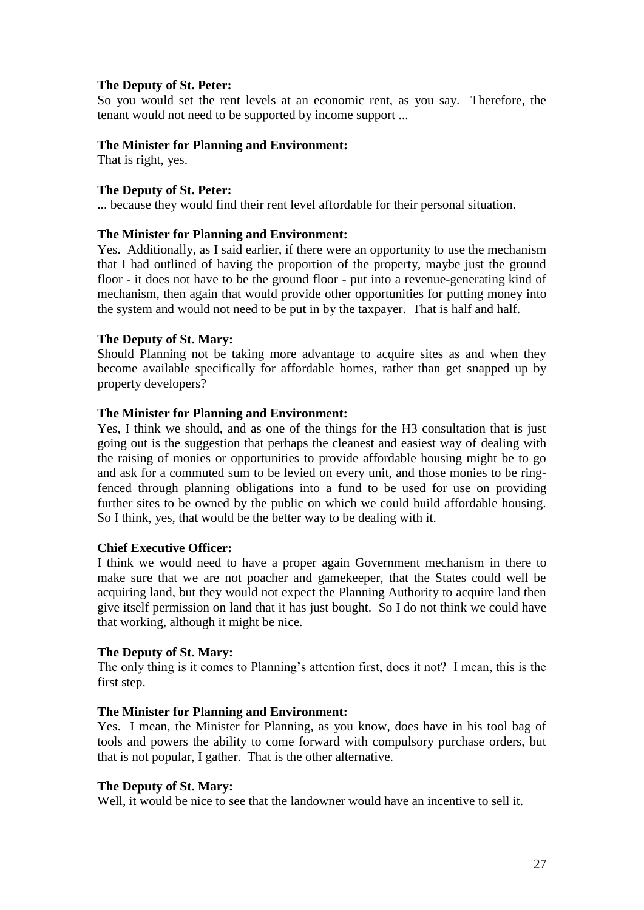**The Deputy of St. Peter:**
So you would set the rent levels at an economic rent, as you say. Therefore, the tenant would not need to be supported by income support ...

**The Minister for Planning and Environment:**
That is right, yes.

**The Deputy of St. Peter:**
... because they would find their rent level affordable for their personal situation.

**The Minister for Planning and Environment:**
Yes. Additionally, as I said earlier, if there were an opportunity to use the mechanism that I had outlined of having the proportion of the property, maybe just the ground floor - it does not have to be the ground floor - put into a revenue-generating kind of mechanism, then again that would provide other opportunities for putting money into the system and would not need to be put in by the taxpayer. That is half and half.

**The Deputy of St. Mary:**
Should Planning not be taking more advantage to acquire sites as and when they become available specifically for affordable homes, rather than get snapped up by property developers?

**The Minister for Planning and Environment:**
Yes, I think we should, and as one of the things for the H3 consultation that is just going out is the suggestion that perhaps the cleanest and easiest way of dealing with the raising of monies or opportunities to provide affordable housing might be to go and ask for a commuted sum to be levied on every unit, and those monies to be ring-fenced through planning obligations into a fund to be used for use on providing further sites to be owned by the public on which we could build affordable housing. So I think, yes, that would be the better way to be dealing with it.

**Chief Executive Officer:**
I think we would need to have a proper again Government mechanism in there to make sure that we are not poacher and gamekeeper, that the States could well be acquiring land, but they would not expect the Planning Authority to acquire land then give itself permission on land that it has just bought. So I do not think we could have that working, although it might be nice.

**The Deputy of St. Mary:**
The only thing is it comes to Planning's attention first, does it not? I mean, this is the first step.

**The Minister for Planning and Environment:**
Yes. I mean, the Minister for Planning, as you know, does have in his tool bag of tools and powers the ability to come forward with compulsory purchase orders, but that is not popular, I gather. That is the other alternative.

**The Deputy of St. Mary:**
Well, it would be nice to see that the landowner would have an incentive to sell it.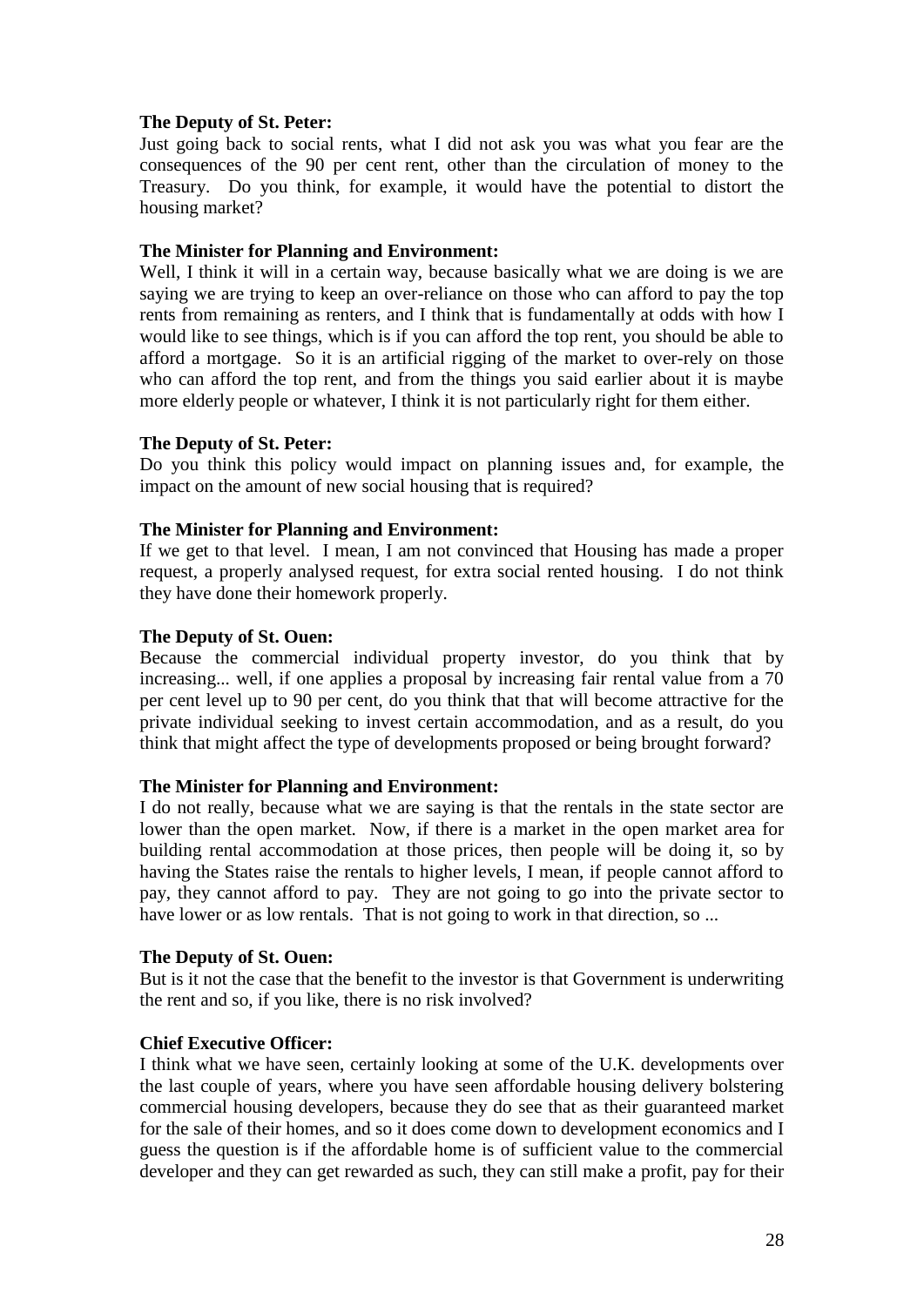**The Deputy of St. Peter:**
Just going back to social rents, what I did not ask you was what you fear are the consequences of the 90 per cent rent, other than the circulation of money to the Treasury. Do you think, for example, it would have the potential to distort the housing market?

**The Minister for Planning and Environment:**
Well, I think it will in a certain way, because basically what we are doing is we are saying we are trying to keep an over-reliance on those who can afford to pay the top rents from remaining as renters, and I think that is fundamentally at odds with how I would like to see things, which is if you can afford the top rent, you should be able to afford a mortgage. So it is an artificial rigging of the market to over-rely on those who can afford the top rent, and from the things you said earlier about it is maybe more elderly people or whatever, I think it is not particularly right for them either.

**The Deputy of St. Peter:**
Do you think this policy would impact on planning issues and, for example, the impact on the amount of new social housing that is required?

**The Minister for Planning and Environment:**
If we get to that level. I mean, I am not convinced that Housing has made a proper request, a properly analysed request, for extra social rented housing. I do not think they have done their homework properly.

**The Deputy of St. Ouen:**
Because the commercial individual property investor, do you think that by increasing... well, if one applies a proposal by increasing fair rental value from a 70 per cent level up to 90 per cent, do you think that that will become attractive for the private individual seeking to invest certain accommodation, and as a result, do you think that might affect the type of developments proposed or being brought forward?

**The Minister for Planning and Environment:**
I do not really, because what we are saying is that the rentals in the state sector are lower than the open market. Now, if there is a market in the open market area for building rental accommodation at those prices, then people will be doing it, so by having the States raise the rentals to higher levels, I mean, if people cannot afford to pay, they cannot afford to pay. They are not going to go into the private sector to have lower or as low rentals. That is not going to work in that direction, so ...

**The Deputy of St. Ouen:**
But is it not the case that the benefit to the investor is that Government is underwriting the rent and so, if you like, there is no risk involved?

**Chief Executive Officer:**
I think what we have seen, certainly looking at some of the U.K. developments over the last couple of years, where you have seen affordable housing delivery bolstering commercial housing developers, because they do see that as their guaranteed market for the sale of their homes, and so it does come down to development economics and I guess the question is if the affordable home is of sufficient value to the commercial developer and they can get rewarded as such, they can still make a profit, pay for their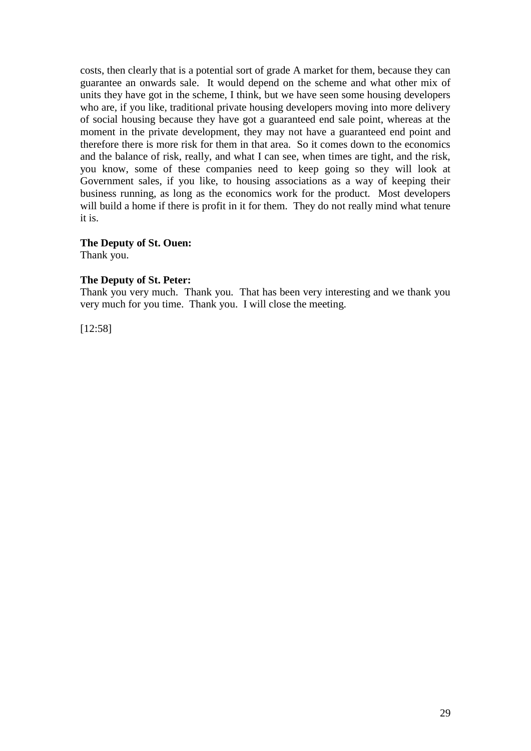costs, then clearly that is a potential sort of grade A market for them, because they can guarantee an onwards sale. It would depend on the scheme and what other mix of units they have got in the scheme, I think, but we have seen some housing developers who are, if you like, traditional private housing developers moving into more delivery of social housing because they have got a guaranteed end sale point, whereas at the moment in the private development, they may not have a guaranteed end point and therefore there is more risk for them in that area. So it comes down to the economics and the balance of risk, really, and what I can see, when times are tight, and the risk, you know, some of these companies need to keep going so they will look at Government sales, if you like, to housing associations as a way of keeping their business running, as long as the economics work for the product. Most developers will build a home if there is profit in it for them. They do not really mind what tenure it is.

**The Deputy of St. Ouen:**
Thank you.

**The Deputy of St. Peter:**
Thank you very much. Thank you. That has been very interesting and we thank you very much for you time. Thank you. I will close the meeting.

[12:58]